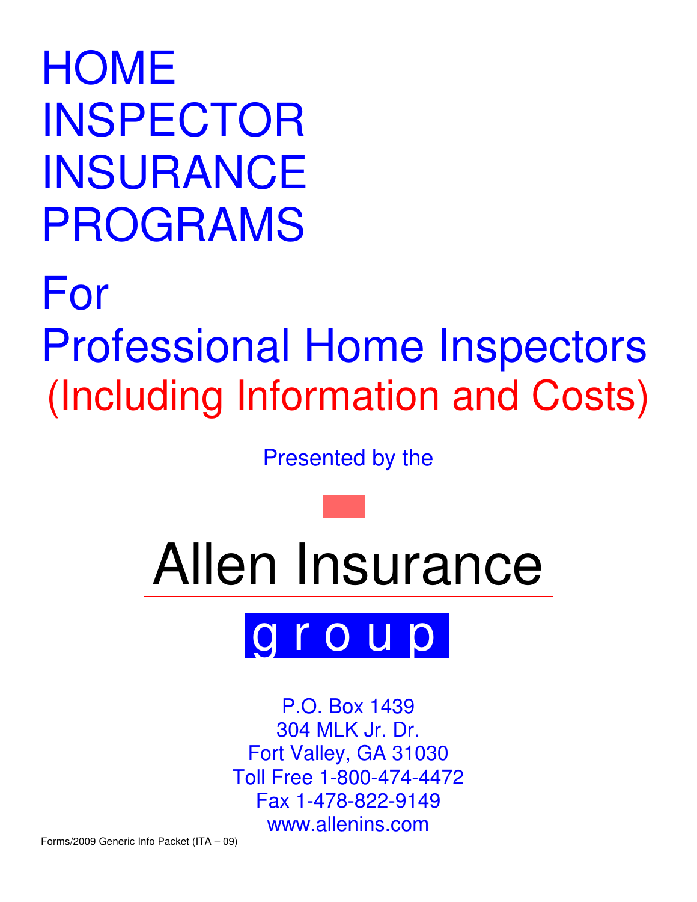# HOME INSPECTOR INSURANCE PROGRAMS

# For Professional Home Inspectors

## (Including Information and Costs)

Presented by the

# Allen Insurance

## g r o u p

P.O. Box 1439
304 MLK Jr. Dr.
Fort Valley, GA 31030
Toll Free 1-800-474-4472
Fax 1-478-822-9149
www.allenins.com

Forms/2009 Generic Info Packet (ITA – 09)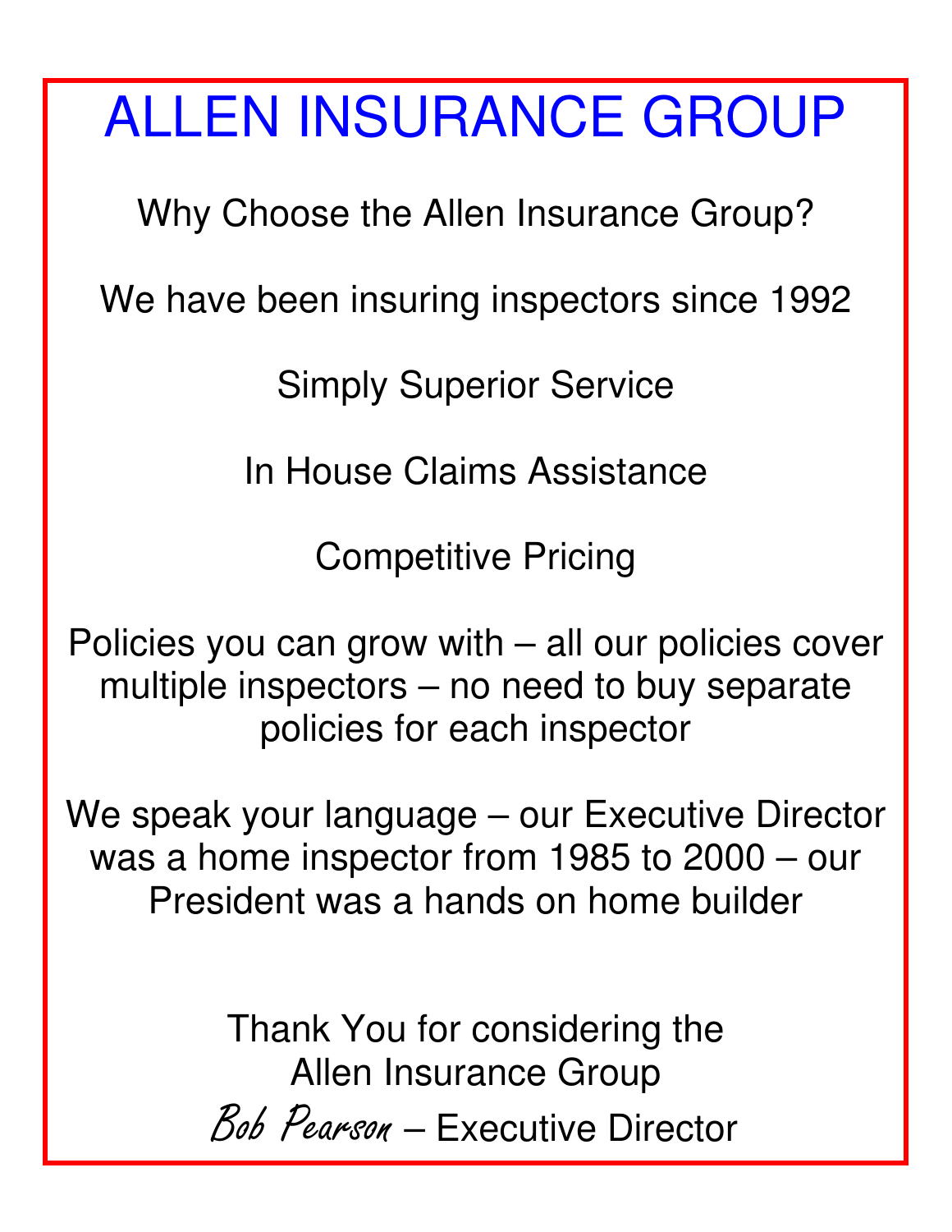# ALLEN INSURANCE GROUP

Why Choose the Allen Insurance Group?

We have been insuring inspectors since 1992

Simply Superior Service

In House Claims Assistance

Competitive Pricing

Policies you can grow with – all our policies cover multiple inspectors – no need to buy separate policies for each inspector

We speak your language – our Executive Director was a home inspector from 1985 to 2000 – our President was a hands on home builder

Thank You for considering the Allen Insurance Group

*Bob Pearson* – Executive Director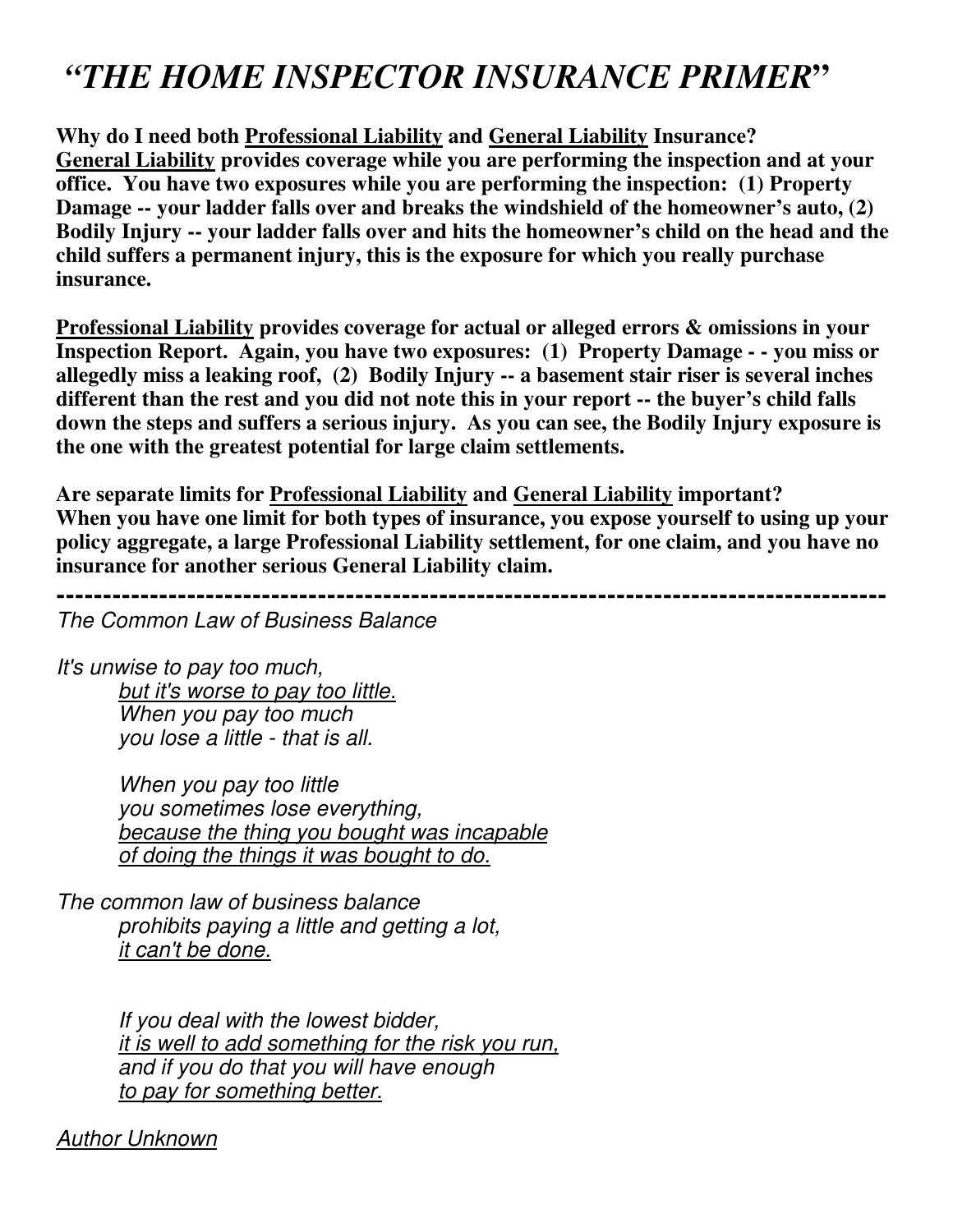# *"THE HOME INSPECTOR INSURANCE PRIMER"*

**Why do I need both <u>Professional Liability</u> and <u>General Liability</u> Insurance?**
**<u>General Liability</u> provides coverage while you are performing the inspection and at your office. You have two exposures while you are performing the inspection: (1) Property Damage -- your ladder falls over and breaks the windshield of the homeowner's auto, (2) Bodily Injury -- your ladder falls over and hits the homeowner's child on the head and the child suffers a permanent injury, this is the exposure for which you really purchase insurance.**

**<u>Professional Liability</u> provides coverage for actual or alleged errors & omissions in your Inspection Report. Again, you have two exposures: (1) Property Damage - - you miss or allegedly miss a leaking roof, (2) Bodily Injury -- a basement stair riser is several inches different than the rest and you did not note this in your report -- the buyer's child falls down the steps and suffers a serious injury. As you can see, the Bodily Injury exposure is the one with the greatest potential for large claim settlements.**

**Are separate limits for <u>Professional Liability</u> and <u>General Liability</u> important?**
**When you have one limit for both types of insurance, you expose yourself to using up your policy aggregate, a large Professional Liability settlement, for one claim, and you have no insurance for another serious General Liability claim.**

---

*The Common Law of Business Balance*

*It's unwise to pay too much,*
*<u>but it's worse to pay too little.</u>*
*When you pay too much*
*you lose a little - that is all.*

*When you pay too little*
*you sometimes lose everything,*
*<u>because the thing you bought was incapable</u>*
*<u>of doing the things it was bought to do.</u>*

*The common law of business balance*
*prohibits paying a little and getting a lot,*
*<u>it can't be done.</u>*

*If you deal with the lowest bidder,*
*<u>it is well to add something for the risk you run,</u>*
*and if you do that you will have enough*
*<u>to pay for something better.</u>*

*<u>Author Unknown</u>*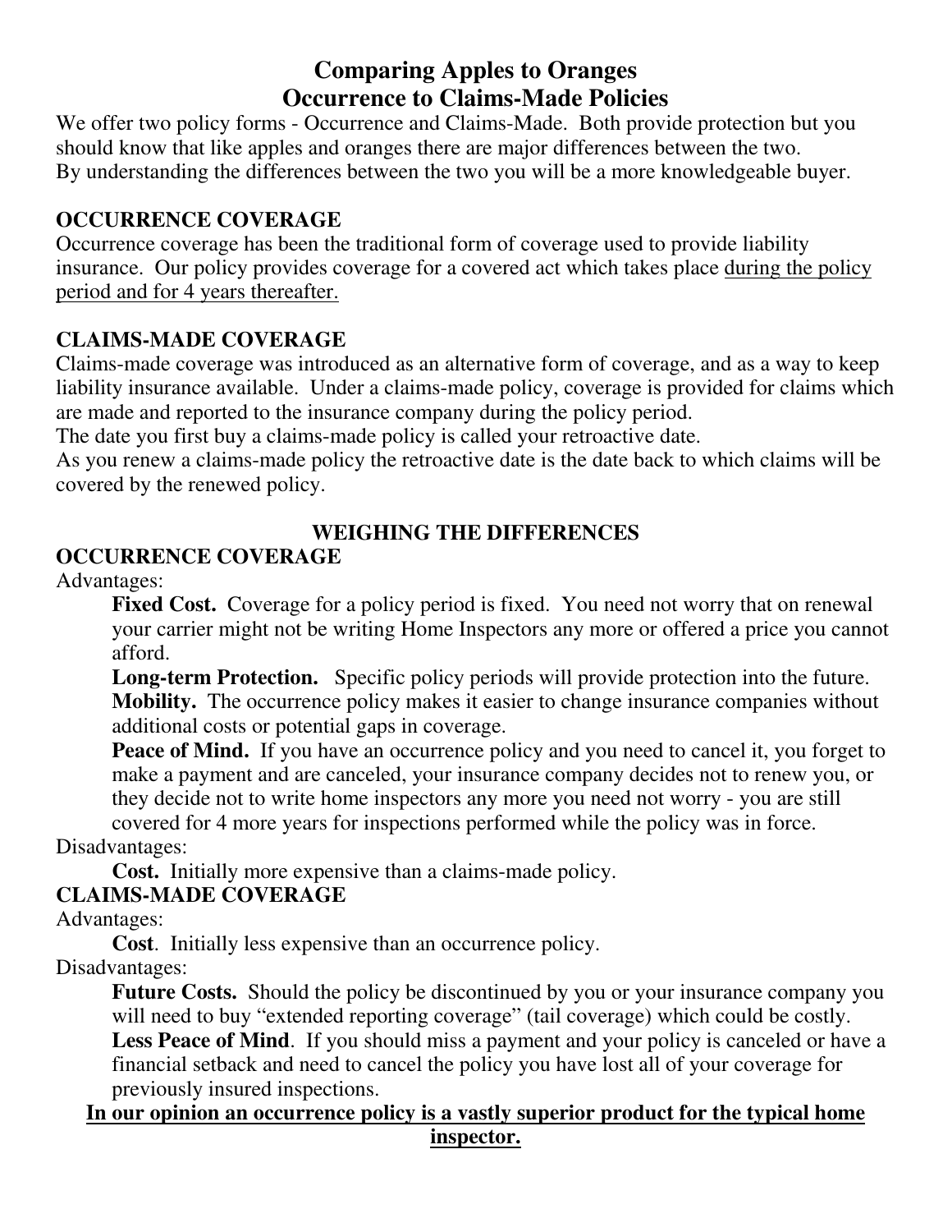# Comparing Apples to Oranges
# Occurrence to Claims-Made Policies

We offer two policy forms - Occurrence and Claims-Made. Both provide protection but you should know that like apples and oranges there are major differences between the two. By understanding the differences between the two you will be a more knowledgeable buyer.

## OCCURRENCE COVERAGE

Occurrence coverage has been the traditional form of coverage used to provide liability insurance. Our policy provides coverage for a covered act which takes place <u>during the policy period and for 4 years thereafter.</u>

## CLAIMS-MADE COVERAGE

Claims-made coverage was introduced as an alternative form of coverage, and as a way to keep liability insurance available. Under a claims-made policy, coverage is provided for claims which are made and reported to the insurance company during the policy period.
The date you first buy a claims-made policy is called your retroactive date.
As you renew a claims-made policy the retroactive date is the date back to which claims will be covered by the renewed policy.

## WEIGHING THE DIFFERENCES

### OCCURRENCE COVERAGE

Advantages:

**Fixed Cost.** Coverage for a policy period is fixed. You need not worry that on renewal your carrier might not be writing Home Inspectors any more or offered a price you cannot afford.

**Long-term Protection.** Specific policy periods will provide protection into the future.

**Mobility.** The occurrence policy makes it easier to change insurance companies without additional costs or potential gaps in coverage.

**Peace of Mind.** If you have an occurrence policy and you need to cancel it, you forget to make a payment and are canceled, your insurance company decides not to renew you, or they decide not to write home inspectors any more you need not worry - you are still covered for 4 more years for inspections performed while the policy was in force.

Disadvantages:

**Cost.** Initially more expensive than a claims-made policy.

### CLAIMS-MADE COVERAGE

Advantages:

**Cost**. Initially less expensive than an occurrence policy.

Disadvantages:

**Future Costs.** Should the policy be discontinued by you or your insurance company you will need to buy "extended reporting coverage" (tail coverage) which could be costly.

**Less Peace of Mind**. If you should miss a payment and your policy is canceled or have a financial setback and need to cancel the policy you have lost all of your coverage for previously insured inspections.

**<u>In our opinion an occurrence policy is a vastly superior product for the typical home inspector.</u>**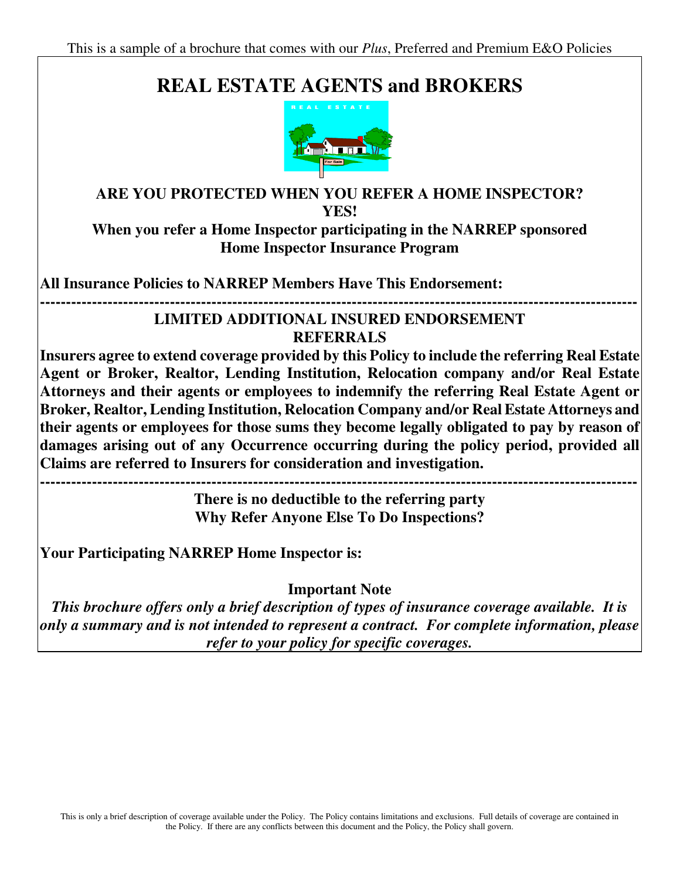This is a sample of a brochure that comes with our *Plus*, Preferred and Premium E&O Policies

# REAL ESTATE AGENTS and BROKERS

**ARE YOU PROTECTED WHEN YOU REFER A HOME INSPECTOR?**
**YES!**
**When you refer a Home Inspector participating in the NARREP sponsored Home Inspector Insurance Program**

**All Insurance Policies to NARREP Members Have This Endorsement:**

---

**LIMITED ADDITIONAL INSURED ENDORSEMENT**
**REFERRALS**

**Insurers agree to extend coverage provided by this Policy to include the referring Real Estate Agent or Broker, Realtor, Lending Institution, Relocation company and/or Real Estate Attorneys and their agents or employees to indemnify the referring Real Estate Agent or Broker, Realtor, Lending Institution, Relocation Company and/or Real Estate Attorneys and their agents or employees for those sums they become legally obligated to pay by reason of damages arising out of any Occurrence occurring during the policy period, provided all Claims are referred to Insurers for consideration and investigation.**

---

**There is no deductible to the referring party**
**Why Refer Anyone Else To Do Inspections?**

**Your Participating NARREP Home Inspector is:**

**Important Note**

***This brochure offers only a brief description of types of insurance coverage available. It is only a summary and is not intended to represent a contract. For complete information, please refer to your policy for specific coverages.***

This is only a brief description of coverage available under the Policy. The Policy contains limitations and exclusions. Full details of coverage are contained in the Policy. If there are any conflicts between this document and the Policy, the Policy shall govern.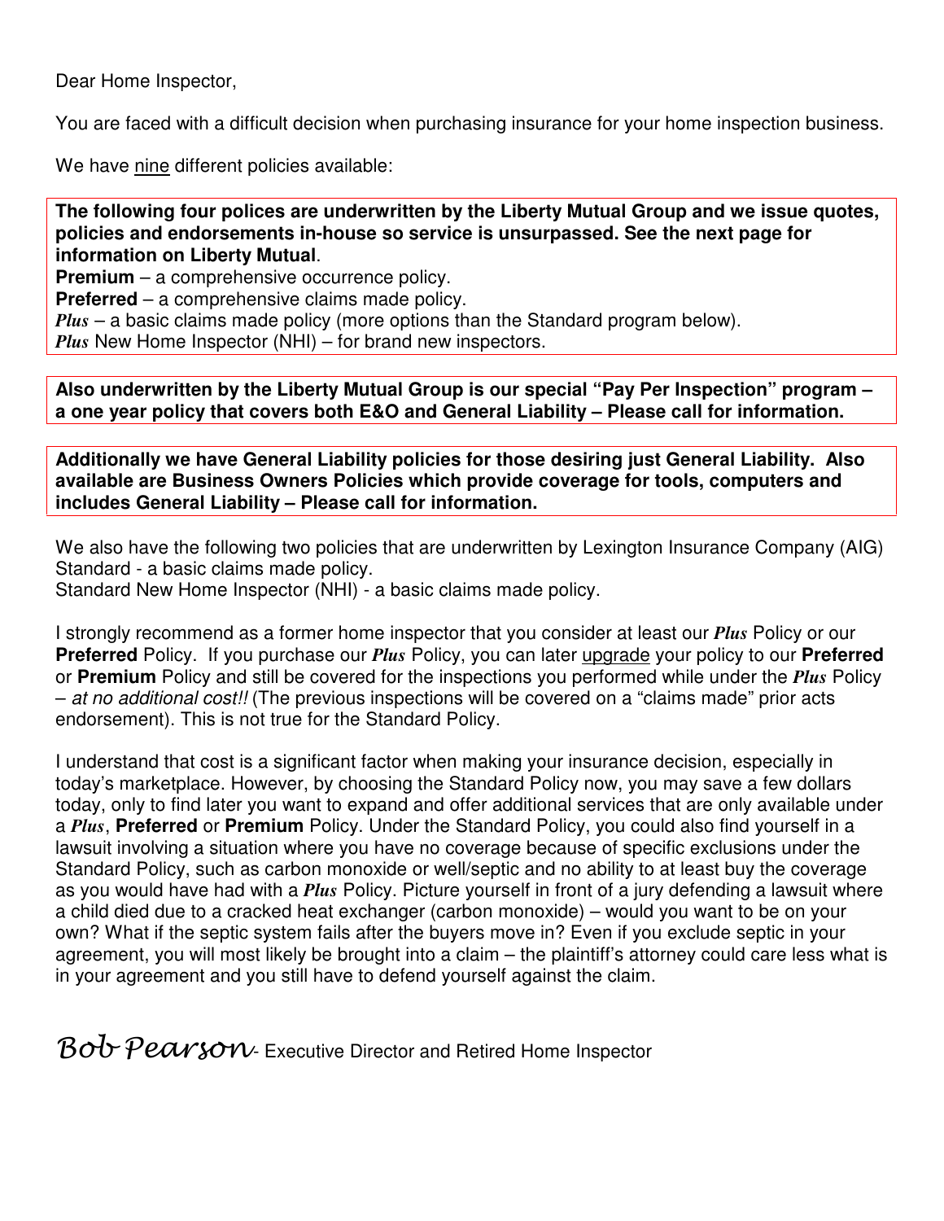Dear Home Inspector,

You are faced with a difficult decision when purchasing insurance for your home inspection business.

We have nine different policies available:

**The following four polices are underwritten by the Liberty Mutual Group and we issue quotes, policies and endorsements in-house so service is unsurpassed. See the next page for information on Liberty Mutual**.
**Premium** – a comprehensive occurrence policy.
**Preferred** – a comprehensive claims made policy.
***Plus*** – a basic claims made policy (more options than the Standard program below).
***Plus*** New Home Inspector (NHI) – for brand new inspectors.

**Also underwritten by the Liberty Mutual Group is our special "Pay Per Inspection" program – a one year policy that covers both E&O and General Liability – Please call for information.**

**Additionally we have General Liability policies for those desiring just General Liability. Also available are Business Owners Policies which provide coverage for tools, computers and includes General Liability – Please call for information.**

We also have the following two policies that are underwritten by Lexington Insurance Company (AIG)
Standard - a basic claims made policy.
Standard New Home Inspector (NHI) - a basic claims made policy.

I strongly recommend as a former home inspector that you consider at least our ***Plus*** Policy or our **Preferred** Policy. If you purchase our ***Plus*** Policy, you can later upgrade your policy to our **Preferred** or **Premium** Policy and still be covered for the inspections you performed while under the ***Plus*** Policy – *at no additional cost!!* (The previous inspections will be covered on a "claims made" prior acts endorsement). This is not true for the Standard Policy.

I understand that cost is a significant factor when making your insurance decision, especially in today's marketplace. However, by choosing the Standard Policy now, you may save a few dollars today, only to find later you want to expand and offer additional services that are only available under a ***Plus***, **Preferred** or **Premium** Policy. Under the Standard Policy, you could also find yourself in a lawsuit involving a situation where you have no coverage because of specific exclusions under the Standard Policy, such as carbon monoxide or well/septic and no ability to at least buy the coverage as you would have had with a ***Plus*** Policy. Picture yourself in front of a jury defending a lawsuit where a child died due to a cracked heat exchanger (carbon monoxide) – would you want to be on your own? What if the septic system fails after the buyers move in? Even if you exclude septic in your agreement, you will most likely be brought into a claim – the plaintiff's attorney could care less what is in your agreement and you still have to defend yourself against the claim.

*Bob Pearson* - Executive Director and Retired Home Inspector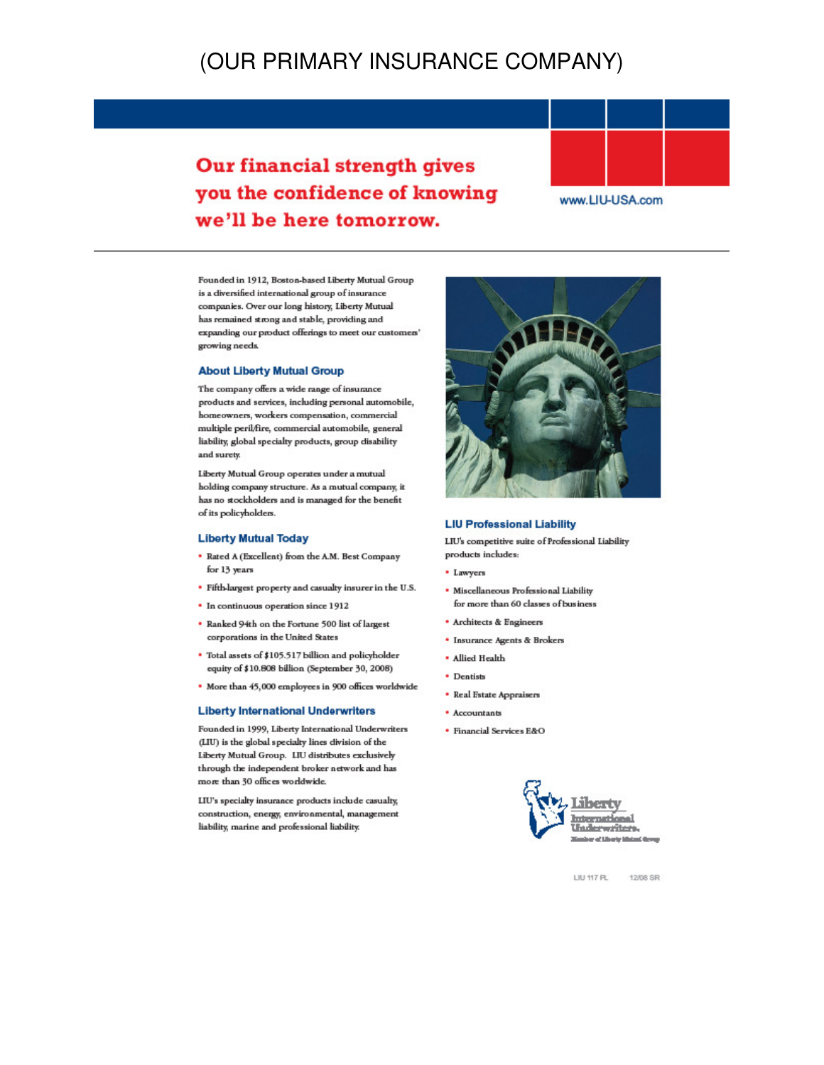(OUR PRIMARY INSURANCE COMPANY)

# Our financial strength gives you the confidence of knowing we'll be here tomorrow.

www.LIU-USA.com

Founded in 1912, Boston-based Liberty Mutual Group is a diversified international group of insurance companies. Over our long history, Liberty Mutual has remained strong and stable, providing and expanding our product offerings to meet our customers' growing needs.

## About Liberty Mutual Group

The company offers a wide range of insurance products and services, including personal automobile, homeowners, workers compensation, commercial multiple peril/fire, commercial automobile, general liability, global specialty products, group disability and surety.

Liberty Mutual Group operates under a mutual holding company structure. As a mutual company, it has no stockholders and is managed for the benefit of its policyholders.

## Liberty Mutual Today

- Rated A (Excellent) from the A.M. Best Company for 13 years
- Fifth-largest property and casualty insurer in the U.S.
- In continuous operation since 1912
- Ranked 94th on the Fortune 500 list of largest corporations in the United States
- Total assets of $105.517 billion and policyholder equity of $10.808 billion (September 30, 2008)
- More than 45,000 employees in 900 offices worldwide

## Liberty International Underwriters

Founded in 1999, Liberty International Underwriters (LIU) is the global specialty lines division of the Liberty Mutual Group. LIU distributes exclusively through the independent broker network and has more than 30 offices worldwide.

LIU's specialty insurance products include casualty, construction, energy, environmental, management liability, marine and professional liability.

## LIU Professional Liability

LIU's competitive suite of Professional Liability products includes:

- Lawyers
- Miscellaneous Professional Liability for more than 60 classes of business
- Architects & Engineers
- Insurance Agents & Brokers
- Allied Health
- Dentists
- Real Estate Appraisers
- Accountants
- Financial Services E&O

Liberty International Underwriters. Member of Liberty Mutual Group

LIU 117 PL 12/08 SR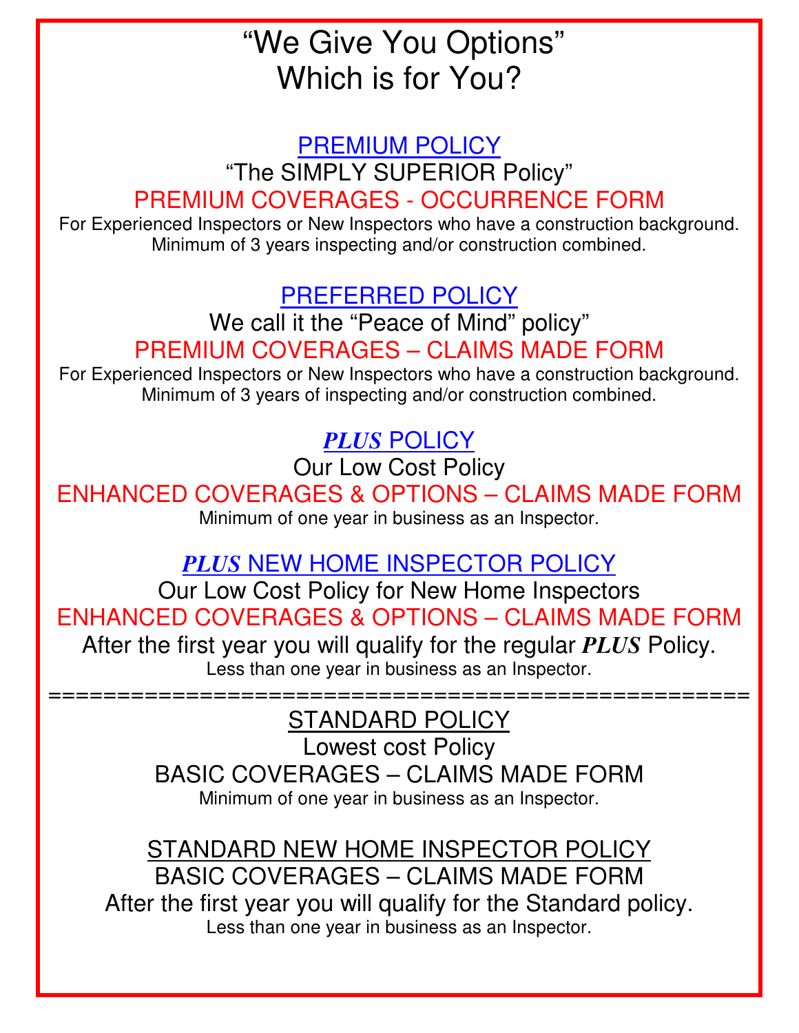# "We Give You Options" Which is for You?

## PREMIUM POLICY

"The SIMPLY SUPERIOR Policy"

PREMIUM COVERAGES - OCCURRENCE FORM

For Experienced Inspectors or New Inspectors who have a construction background. Minimum of 3 years inspecting and/or construction combined.

## PREFERRED POLICY

We call it the "Peace of Mind" policy"

PREMIUM COVERAGES – CLAIMS MADE FORM

For Experienced Inspectors or New Inspectors who have a construction background. Minimum of 3 years of inspecting and/or construction combined.

## ***PLUS*** POLICY

Our Low Cost Policy

ENHANCED COVERAGES & OPTIONS – CLAIMS MADE FORM

Minimum of one year in business as an Inspector.

## ***PLUS*** NEW HOME INSPECTOR POLICY

Our Low Cost Policy for New Home Inspectors

ENHANCED COVERAGES & OPTIONS – CLAIMS MADE FORM

After the first year you will qualify for the regular ***PLUS*** Policy.

Less than one year in business as an Inspector.

==================================================

## STANDARD POLICY

Lowest cost Policy

BASIC COVERAGES – CLAIMS MADE FORM

Minimum of one year in business as an Inspector.

## STANDARD NEW HOME INSPECTOR POLICY

BASIC COVERAGES – CLAIMS MADE FORM

After the first year you will qualify for the Standard policy.

Less than one year in business as an Inspector.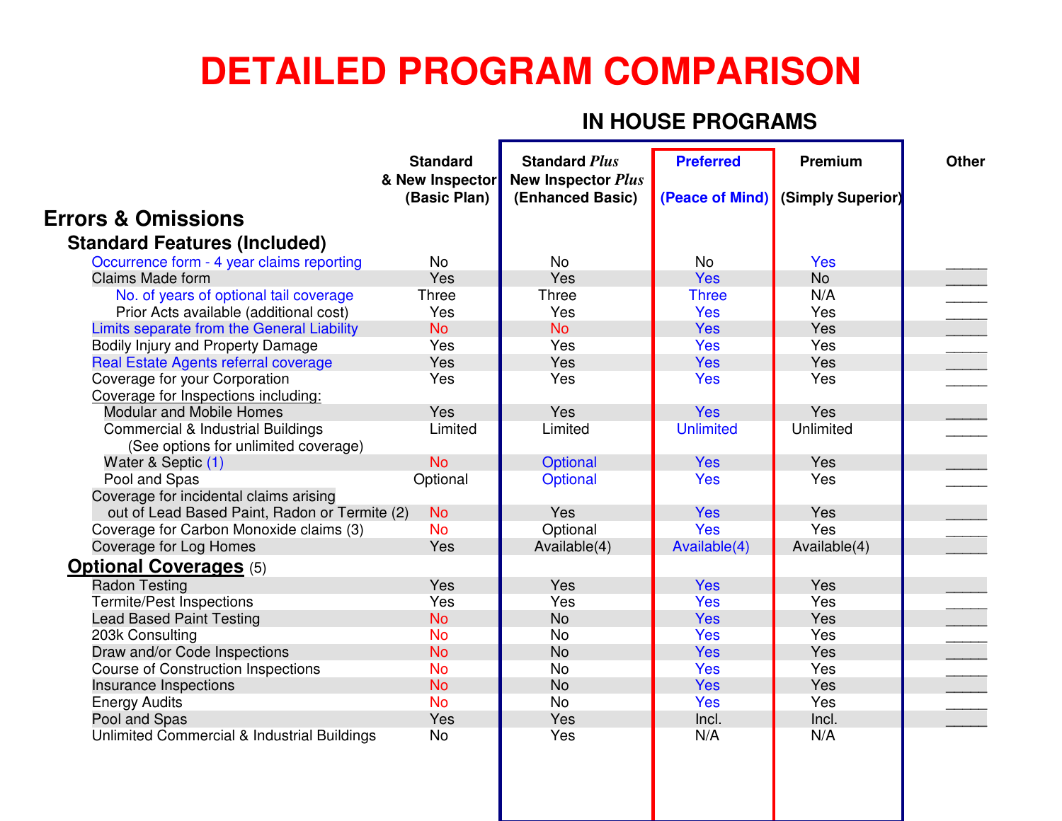# DETAILED PROGRAM COMPARISON

## IN HOUSE PROGRAMS

| | Standard & New Inspector (Basic Plan) | Standard *Plus* New Inspector *Plus* (Enhanced Basic) | Preferred (Peace of Mind) | Premium (Simply Superior) | Other |
|---|---|---|---|---|---|
| **Errors & Omissions** | | | | | |
| **Standard Features (Included)** | | | | | |
| Occurrence form - 4 year claims reporting | No | No | No | Yes | _____ |
| Claims Made form | Yes | Yes | Yes | No | _____ |
| No. of years of optional tail coverage | Three | Three | Three | N/A | _____ |
| Prior Acts available (additional cost) | Yes | Yes | Yes | Yes | _____ |
| Limits separate from the General Liability | No | No | Yes | Yes | _____ |
| Bodily Injury and Property Damage | Yes | Yes | Yes | Yes | _____ |
| Real Estate Agents referral coverage | Yes | Yes | Yes | Yes | _____ |
| Coverage for your Corporation | Yes | Yes | Yes | Yes | _____ |
| Coverage for Inspections including: | | | | | |
| Modular and Mobile Homes | Yes | Yes | Yes | Yes | _____ |
| Commercial & Industrial Buildings (See options for unlimited coverage) | Limited | Limited | Unlimited | Unlimited | _____ |
| Water & Septic (1) | No | Optional | Yes | Yes | _____ |
| Pool and Spas | Optional | Optional | Yes | Yes | _____ |
| Coverage for incidental claims arising out of Lead Based Paint, Radon or Termite (2) | No | Yes | Yes | Yes | _____ |
| Coverage for Carbon Monoxide claims (3) | No | Optional | Yes | Yes | _____ |
| Coverage for Log Homes | Yes | Available(4) | Available(4) | Available(4) | _____ |
| **Optional Coverages** (5) | | | | | |
| Radon Testing | Yes | Yes | Yes | Yes | _____ |
| Termite/Pest Inspections | Yes | Yes | Yes | Yes | _____ |
| Lead Based Paint Testing | No | No | Yes | Yes | _____ |
| 203k Consulting | No | No | Yes | Yes | _____ |
| Draw and/or Code Inspections | No | No | Yes | Yes | _____ |
| Course of Construction Inspections | No | No | Yes | Yes | _____ |
| Insurance Inspections | No | No | Yes | Yes | _____ |
| Energy Audits | No | No | Yes | Yes | _____ |
| Pool and Spas | Yes | Yes | Incl. | Incl. | _____ |
| Unlimited Commercial & Industrial Buildings | No | Yes | N/A | N/A | |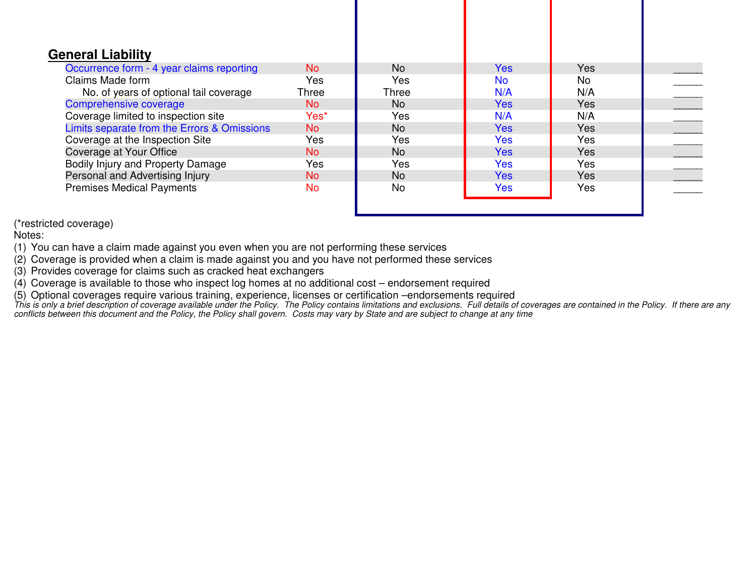## General Liability

| | | | | | |
|---|---|---|---|---|---|
| Occurrence form - 4 year claims reporting | No | No | Yes | Yes | _____ |
| Claims Made form | Yes | Yes | No | No | _____ |
| No. of years of optional tail coverage | Three | Three | N/A | N/A | _____ |
| Comprehensive coverage | No | No | Yes | Yes | _____ |
| Coverage limited to inspection site | Yes* | Yes | N/A | N/A | _____ |
| Limits separate from the Errors & Omissions | No | No | Yes | Yes | _____ |
| Coverage at the Inspection Site | Yes | Yes | Yes | Yes | _____ |
| Coverage at Your Office | No | No | Yes | Yes | _____ |
| Bodily Injury and Property Damage | Yes | Yes | Yes | Yes | _____ |
| Personal and Advertising Injury | No | No | Yes | Yes | _____ |
| Premises Medical Payments | No | No | Yes | Yes | _____ |

(*restricted coverage)

Notes:

(1) You can have a claim made against you even when you are not performing these services

(2) Coverage is provided when a claim is made against you and you have not performed these services

(3) Provides coverage for claims such as cracked heat exchangers

(4) Coverage is available to those who inspect log homes at no additional cost – endorsement required

(5) Optional coverages require various training, experience, licenses or certification –endorsements required

*This is only a brief description of coverage available under the Policy. The Policy contains limitations and exclusions. Full details of coverages are contained in the Policy. If there are any conflicts between this document and the Policy, the Policy shall govern. Costs may vary by State and are subject to change at any time*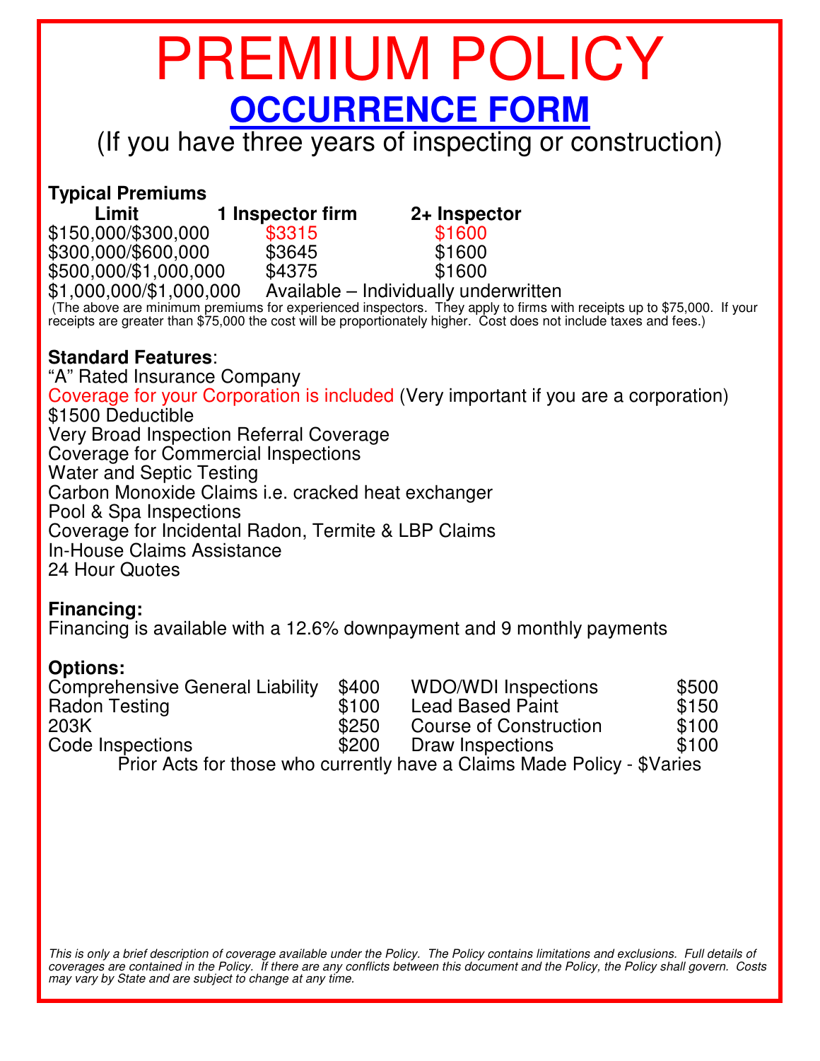# PREMIUM POLICY

## OCCURRENCE FORM

(If you have three years of inspecting or construction)

**Typical Premiums**

| Limit | 1 Inspector firm | 2+ Inspector |
|---|---|---|
| $150,000/$300,000 | $3315 | $1600 |
| $300,000/$600,000 | $3645 | $1600 |
| $500,000/$1,000,000 | $4375 | $1600 |
| $1,000,000/$1,000,000 | Available – Individually underwritten | |

(The above are minimum premiums for experienced inspectors. They apply to firms with receipts up to $75,000. If your receipts are greater than $75,000 the cost will be proportionately higher. Cost does not include taxes and fees.)

**Standard Features**:

"A" Rated Insurance Company
Coverage for your Corporation is included (Very important if you are a corporation)
$1500 Deductible
Very Broad Inspection Referral Coverage
Coverage for Commercial Inspections
Water and Septic Testing
Carbon Monoxide Claims i.e. cracked heat exchanger
Pool & Spa Inspections
Coverage for Incidental Radon, Termite & LBP Claims
In-House Claims Assistance
24 Hour Quotes

**Financing:**

Financing is available with a 12.6% downpayment and 9 monthly payments

**Options:**

| | | | |
|---|---|---|---|
| Comprehensive General Liability | $400 | WDO/WDI Inspections | $500 |
| Radon Testing | $100 | Lead Based Paint | $150 |
| 203K | $250 | Course of Construction | $100 |
| Code Inspections | $200 | Draw Inspections | $100 |

Prior Acts for those who currently have a Claims Made Policy - $Varies

*This is only a brief description of coverage available under the Policy. The Policy contains limitations and exclusions. Full details of coverages are contained in the Policy. If there are any conflicts between this document and the Policy, the Policy shall govern. Costs may vary by State and are subject to change at any time.*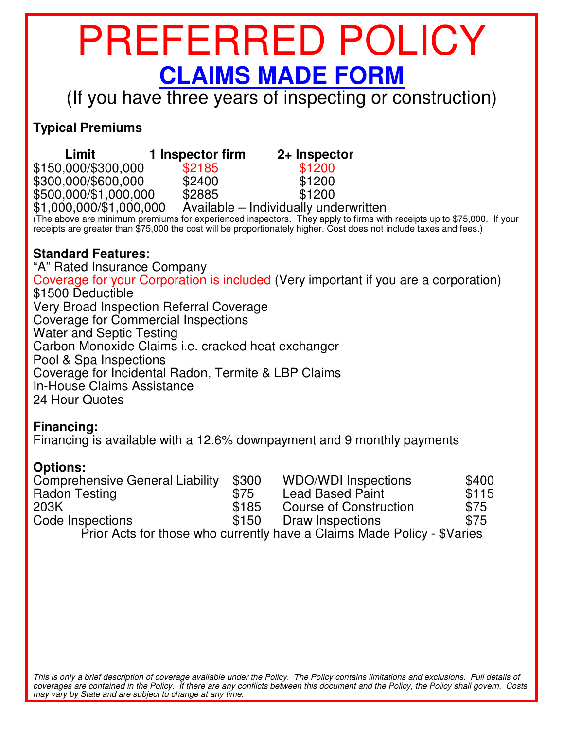# PREFERRED POLICY

## CLAIMS MADE FORM

(If you have three years of inspecting or construction)

**Typical Premiums**

| Limit | 1 Inspector firm | 2+ Inspector |
|---|---|---|
| $150,000/$300,000 | $2185 | $1200 |
| $300,000/$600,000 | $2400 | $1200 |
| $500,000/$1,000,000 | $2885 | $1200 |
| $1,000,000/$1,000,000 | Available – Individually underwritten | |

(The above are minimum premiums for experienced inspectors. They apply to firms with receipts up to $75,000. If your receipts are greater than $75,000 the cost will be proportionately higher. Cost does not include taxes and fees.)

**Standard Features**:

"A" Rated Insurance Company
Coverage for your Corporation is included (Very important if you are a corporation)
$1500 Deductible
Very Broad Inspection Referral Coverage
Coverage for Commercial Inspections
Water and Septic Testing
Carbon Monoxide Claims i.e. cracked heat exchanger
Pool & Spa Inspections
Coverage for Incidental Radon, Termite & LBP Claims
In-House Claims Assistance
24 Hour Quotes

**Financing:**

Financing is available with a 12.6% downpayment and 9 monthly payments

**Options:**

| | | | |
|---|---|---|---|
| Comprehensive General Liability | $300 | WDO/WDI Inspections | $400 |
| Radon Testing | $75 | Lead Based Paint | $115 |
| 203K | $185 | Course of Construction | $75 |
| Code Inspections | $150 | Draw Inspections | $75 |

Prior Acts for those who currently have a Claims Made Policy - $Varies

*This is only a brief description of coverage available under the Policy. The Policy contains limitations and exclusions. Full details of coverages are contained in the Policy. If there are any conflicts between this document and the Policy, the Policy shall govern. Costs may vary by State and are subject to change at any time.*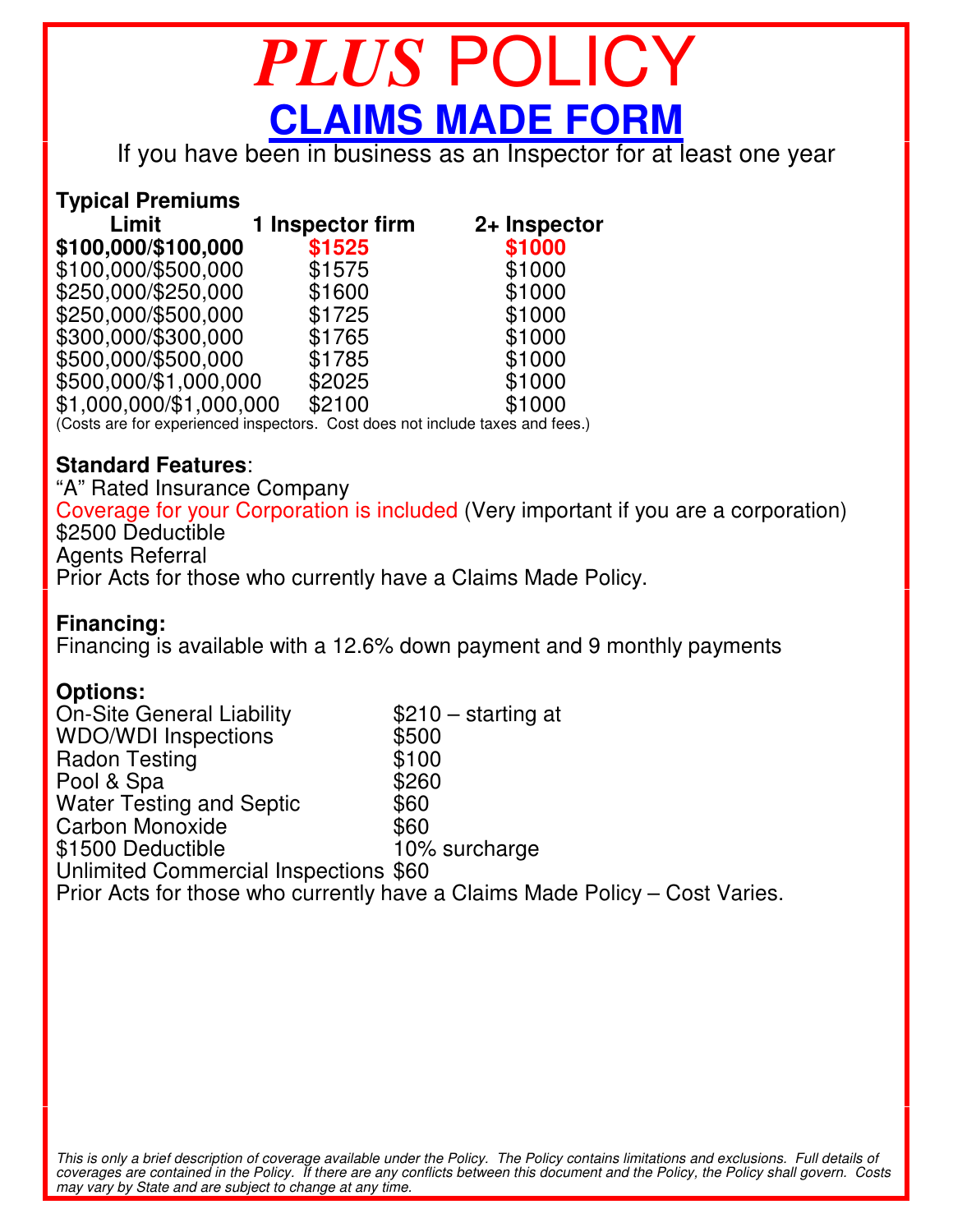# *PLUS* POLICY

## CLAIMS MADE FORM

If you have been in business as an Inspector for at least one year

**Typical Premiums**

| Limit | 1 Inspector firm | 2+ Inspector |
|---|---|---|
| **$100,000/$100,000** | **$1525** | **$1000** |
| $100,000/$500,000 | $1575 | $1000 |
| $250,000/$250,000 | $1600 | $1000 |
| $250,000/$500,000 | $1725 | $1000 |
| $300,000/$300,000 | $1765 | $1000 |
| $500,000/$500,000 | $1785 | $1000 |
| $500,000/$1,000,000 | $2025 | $1000 |
| $1,000,000/$1,000,000 | $2100 | $1000 |

(Costs are for experienced inspectors. Cost does not include taxes and fees.)

**Standard Features**:

"A" Rated Insurance Company
Coverage for your Corporation is included (Very important if you are a corporation)
$2500 Deductible
Agents Referral
Prior Acts for those who currently have a Claims Made Policy.

**Financing:**

Financing is available with a 12.6% down payment and 9 monthly payments

**Options:**

| | |
|---|---|
| On-Site General Liability | $210 – starting at |
| WDO/WDI Inspections | $500 |
| Radon Testing | $100 |
| Pool & Spa | $260 |
| Water Testing and Septic | $60 |
| Carbon Monoxide | $60 |
| $1500 Deductible | 10% surcharge |
| Unlimited Commercial Inspections | $60 |

Prior Acts for those who currently have a Claims Made Policy – Cost Varies.

*This is only a brief description of coverage available under the Policy. The Policy contains limitations and exclusions. Full details of coverages are contained in the Policy. If there are any conflicts between this document and the Policy, the Policy shall govern. Costs may vary by State and are subject to change at any time.*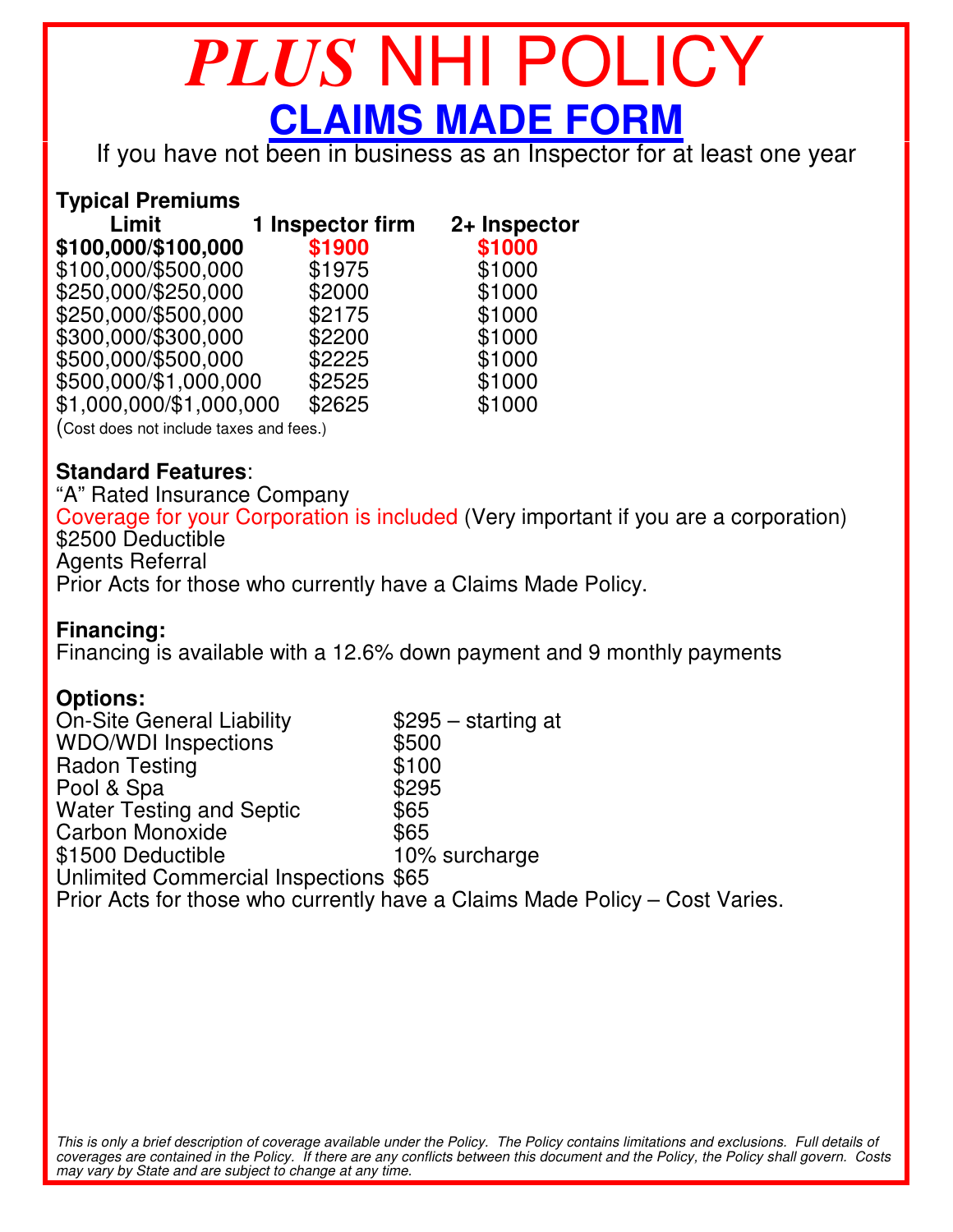# *PLUS* NHI POLICY

## CLAIMS MADE FORM

If you have not been in business as an Inspector for at least one year

**Typical Premiums**

| Limit | 1 Inspector firm | 2+ Inspector |
|---|---|---|
| **$100,000/$100,000** | **$1900** | **$1000** |
| $100,000/$500,000 | $1975 | $1000 |
| $250,000/$250,000 | $2000 | $1000 |
| $250,000/$500,000 | $2175 | $1000 |
| $300,000/$300,000 | $2200 | $1000 |
| $500,000/$500,000 | $2225 | $1000 |
| $500,000/$1,000,000 | $2525 | $1000 |
| $1,000,000/$1,000,000 | $2625 | $1000 |

(Cost does not include taxes and fees.)

**Standard Features**:

“A” Rated Insurance Company
Coverage for your Corporation is included (Very important if you are a corporation)
$2500 Deductible
Agents Referral
Prior Acts for those who currently have a Claims Made Policy.

**Financing:**

Financing is available with a 12.6% down payment and 9 monthly payments

**Options:**

| | |
|---|---|
| On-Site General Liability | $295 – starting at |
| WDO/WDI Inspections | $500 |
| Radon Testing | $100 |
| Pool & Spa | $295 |
| Water Testing and Septic | $65 |
| Carbon Monoxide | $65 |
| $1500 Deductible | 10% surcharge |
| Unlimited Commercial Inspections | $65 |

Prior Acts for those who currently have a Claims Made Policy – Cost Varies.

*This is only a brief description of coverage available under the Policy. The Policy contains limitations and exclusions. Full details of coverages are contained in the Policy. If there are any conflicts between this document and the Policy, the Policy shall govern. Costs may vary by State and are subject to change at any time.*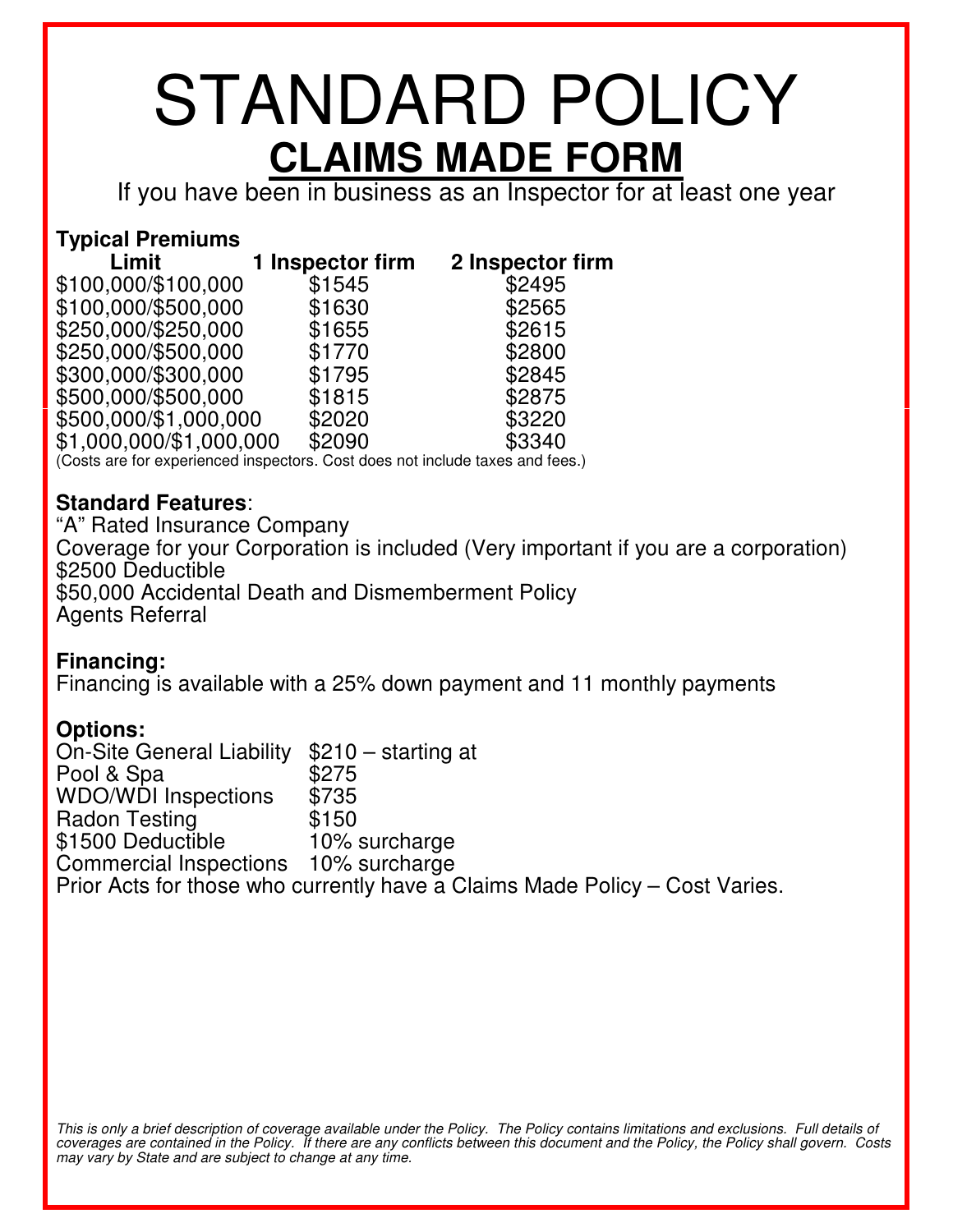# STANDARD POLICY

## CLAIMS MADE FORM

If you have been in business as an Inspector for at least one year

**Typical Premiums**

| Limit | 1 Inspector firm | 2 Inspector firm |
|---|---|---|
| $100,000/$100,000 | $1545 | $2495 |
| $100,000/$500,000 | $1630 | $2565 |
| $250,000/$250,000 | $1655 | $2615 |
| $250,000/$500,000 | $1770 | $2800 |
| $300,000/$300,000 | $1795 | $2845 |
| $500,000/$500,000 | $1815 | $2875 |
| $500,000/$1,000,000 | $2020 | $3220 |
| $1,000,000/$1,000,000 | $2090 | $3340 |

(Costs are for experienced inspectors. Cost does not include taxes and fees.)

**Standard Features**:

“A” Rated Insurance Company
Coverage for your Corporation is included (Very important if you are a corporation)
$2500 Deductible
$50,000 Accidental Death and Dismemberment Policy
Agents Referral

**Financing:**

Financing is available with a 25% down payment and 11 monthly payments

**Options:**

| | |
|---|---|
| On-Site General Liability | $210 – starting at |
| Pool & Spa | $275 |
| WDO/WDI Inspections | $735 |
| Radon Testing | $150 |
| $1500 Deductible | 10% surcharge |
| Commercial Inspections | 10% surcharge |

Prior Acts for those who currently have a Claims Made Policy – Cost Varies.

*This is only a brief description of coverage available under the Policy. The Policy contains limitations and exclusions. Full details of coverages are contained in the Policy. If there are any conflicts between this document and the Policy, the Policy shall govern. Costs may vary by State and are subject to change at any time.*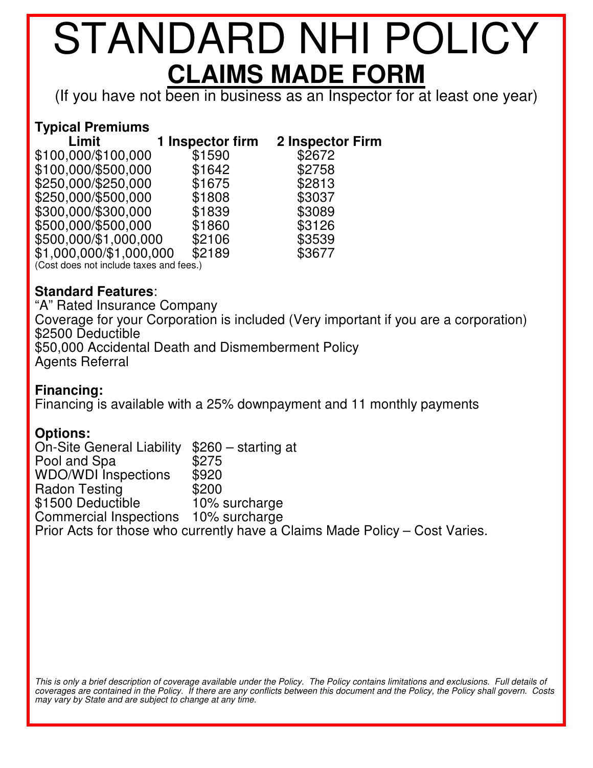# STANDARD NHI POLICY

## CLAIMS MADE FORM

(If you have not been in business as an Inspector for at least one year)

**Typical Premiums**

| Limit | 1 Inspector firm | 2 Inspector Firm |
|---|---|---|
| $100,000/$100,000 | $1590 | $2672 |
| $100,000/$500,000 | $1642 | $2758 |
| $250,000/$250,000 | $1675 | $2813 |
| $250,000/$500,000 | $1808 | $3037 |
| $300,000/$300,000 | $1839 | $3089 |
| $500,000/$500,000 | $1860 | $3126 |
| $500,000/$1,000,000 | $2106 | $3539 |
| $1,000,000/$1,000,000 | $2189 | $3677 |

(Cost does not include taxes and fees.)

**Standard Features**:

"A" Rated Insurance Company
Coverage for your Corporation is included (Very important if you are a corporation)
$2500 Deductible
$50,000 Accidental Death and Dismemberment Policy
Agents Referral

**Financing:**

Financing is available with a 25% downpayment and 11 monthly payments

**Options:**

| | |
|---|---|
| On-Site General Liability | $260 – starting at |
| Pool and Spa | $275 |
| WDO/WDI Inspections | $920 |
| Radon Testing | $200 |
| $1500 Deductible | 10% surcharge |
| Commercial Inspections | 10% surcharge |

Prior Acts for those who currently have a Claims Made Policy – Cost Varies.

*This is only a brief description of coverage available under the Policy. The Policy contains limitations and exclusions. Full details of coverages are contained in the Policy. If there are any conflicts between this document and the Policy, the Policy shall govern. Costs may vary by State and are subject to change at any time.*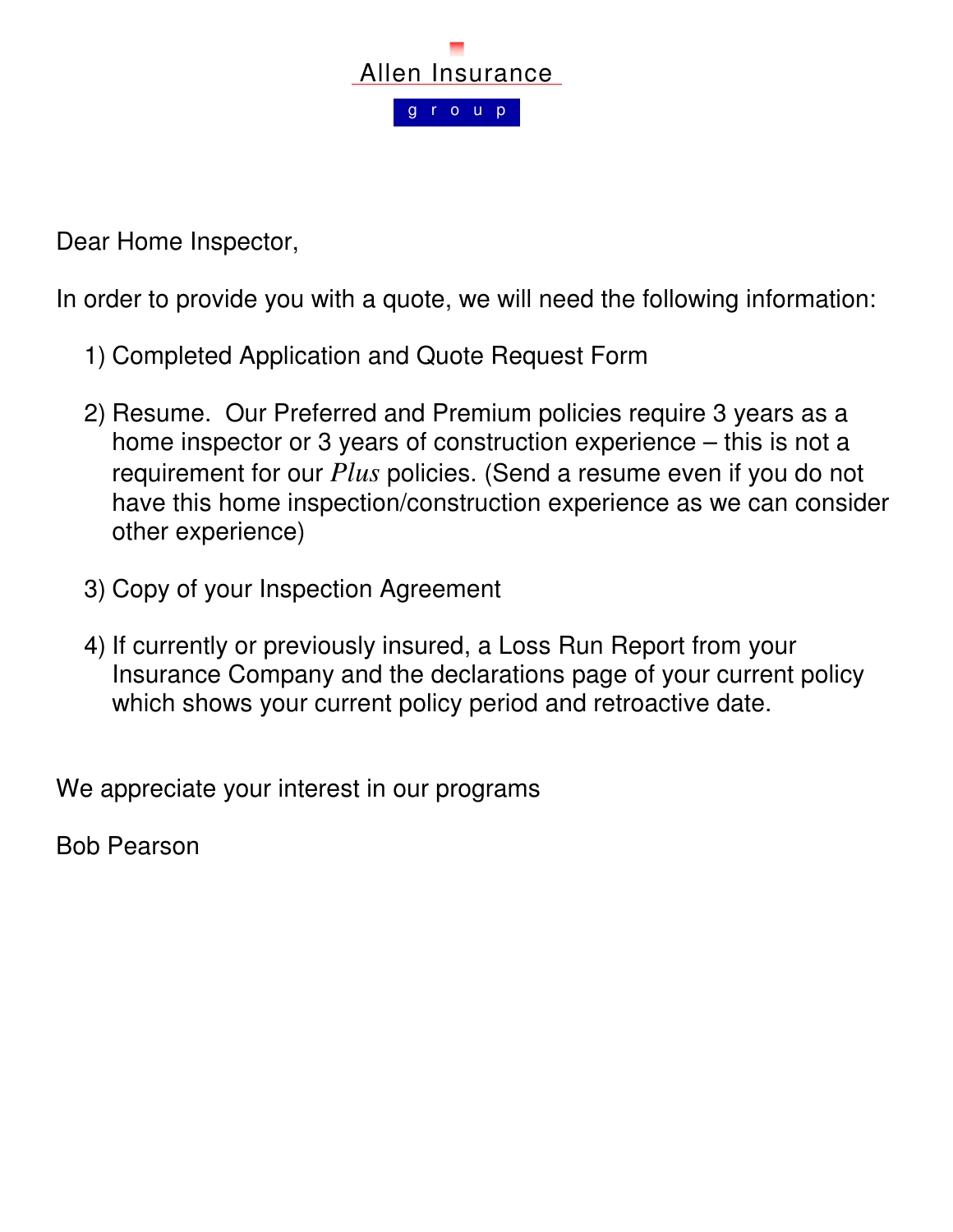Allen Insurance

group

Dear Home Inspector,

In order to provide you with a quote, we will need the following information:

1) Completed Application and Quote Request Form

2) Resume. Our Preferred and Premium policies require 3 years as a home inspector or 3 years of construction experience – this is not a requirement for our *Plus* policies. (Send a resume even if you do not have this home inspection/construction experience as we can consider other experience)

3) Copy of your Inspection Agreement

4) If currently or previously insured, a Loss Run Report from your Insurance Company and the declarations page of your current policy which shows your current policy period and retroactive date.

We appreciate your interest in our programs

Bob Pearson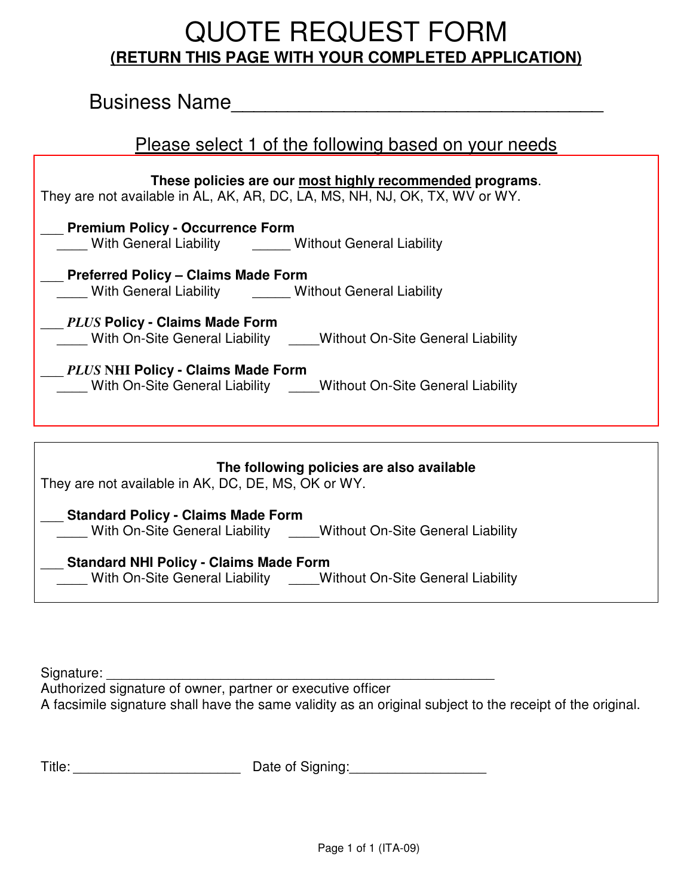# QUOTE REQUEST FORM

**(RETURN THIS PAGE WITH YOUR COMPLETED APPLICATION)**

Business Name___________________________________

Please select 1 of the following based on your needs

**These policies are our most highly recommended programs**.
They are not available in AL, AK, AR, DC, LA, MS, NH, NJ, OK, TX, WV or WY.

___ **Premium Policy - Occurrence Form**
____ With General Liability _____ Without General Liability

___ **Preferred Policy – Claims Made Form**
____ With General Liability _____ Without General Liability

___ ***PLUS* Policy - Claims Made Form**
____ With On-Site General Liability ____Without On-Site General Liability

___ ***PLUS* NHI Policy - Claims Made Form**
____ With On-Site General Liability ____Without On-Site General Liability

**The following policies are also available**
They are not available in AK, DC, DE, MS, OK or WY.

___ **Standard Policy - Claims Made Form**
____ With On-Site General Liability ____Without On-Site General Liability

___ **Standard NHI Policy - Claims Made Form**
____ With On-Site General Liability ____Without On-Site General Liability

Signature: ________________________________________________
Authorized signature of owner, partner or executive officer
A facsimile signature shall have the same validity as an original subject to the receipt of the original.

Title: ______________________ Date of Signing:_________________

(ITA-09)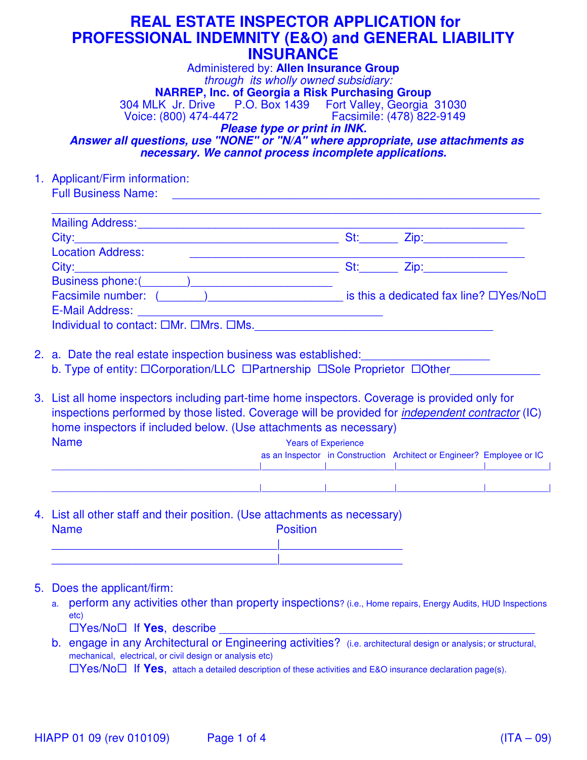# REAL ESTATE INSPECTOR APPLICATION for PROFESSIONAL INDEMNITY (E&O) and GENERAL LIABILITY INSURANCE

Administered by: **Allen Insurance Group**
*through its wholly owned subsidiary:*
**NARREP, Inc. of Georgia a Risk Purchasing Group**
304 MLK Jr. Drive P.O. Box 1439 Fort Valley, Georgia 31030
Voice: (800) 474-4472 Facsimile: (478) 822-9149

***Please type or print in INK.***
***Answer all questions, use "NONE" or "N/A" where appropriate, use attachments as necessary. We cannot process incomplete applications.***

1. Applicant/Firm information:
   Full Business Name: ____________________________________________
   ____________________________________________
   Mailing Address: ____________________________________________
   City: ______________________ St: ______ Zip: ____________
   Location Address: ____________________________________________
   City: ______________________ St: ______ Zip: ____________
   Business phone: (_______) ____________________
   Facsimile number: (_______) ____________________ is this a dedicated fax line? ☐Yes/No☐
   E-Mail Address: ______________________________
   Individual to contact: ☐Mr. ☐Mrs. ☐Ms. ______________________________

2. a. Date the real estate inspection business was established: ____________________
   b. Type of entity: ☐Corporation/LLC ☐Partnership ☐Sole Proprietor ☐Other ____________

3. List all home inspectors including part-time home inspectors. Coverage is provided only for inspections performed by those listed. Coverage will be provided for *independent contractor* (IC) home inspectors if included below. (Use attachments as necessary)

| Name | Years of Experience as an Inspector | Years of Experience in Construction | Architect or Engineer? | Employee or IC |
|---|---|---|---|---|
| | | | | |
| | | | | |

4. List all other staff and their position. (Use attachments as necessary)

| Name | Position |
|---|---|
| | |
| | |

5. Does the applicant/firm:
   a. perform any activities other than property inspections? (i.e., Home repairs, Energy Audits, HUD Inspections etc)
      ☐Yes/No☐ If **Yes**, describe ____________________________________________
   b. engage in any Architectural or Engineering activities? (i.e. architectural design or analysis; or structural, mechanical, electrical, or civil design or analysis etc)
      ☐Yes/No☐ If **Yes**, attach a detailed description of these activities and E&O insurance declaration page(s).

HIAPP 01 09 (rev 010109) (ITA – 09)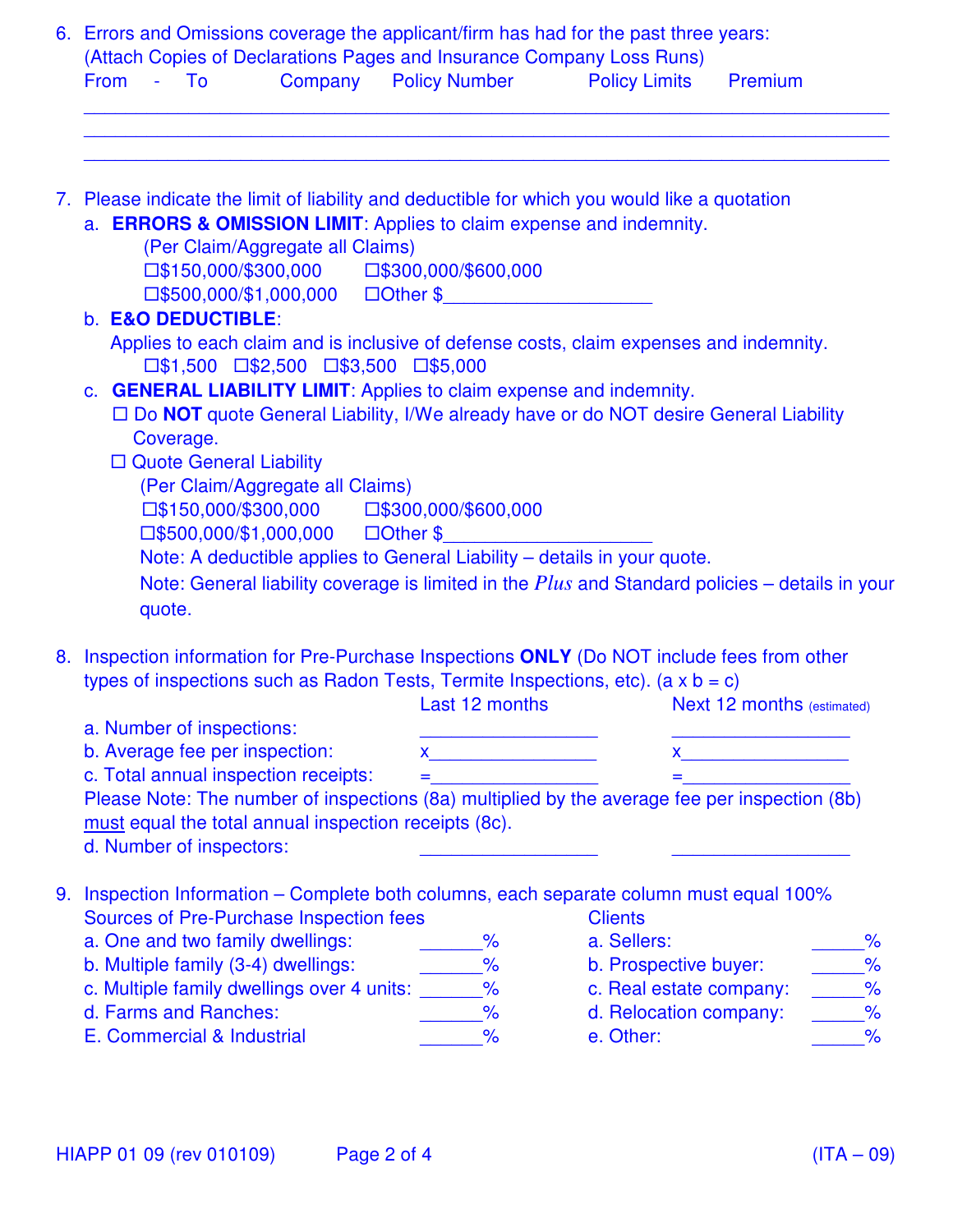6. Errors and Omissions coverage the applicant/firm has had for the past three years:
   (Attach Copies of Declarations Pages and Insurance Company Loss Runs)

| From - To | Company | Policy Number | Policy Limits | Premium |
|---|---|---|---|---|
| | | | | |
| | | | | |
| | | | | |

7. Please indicate the limit of liability and deductible for which you would like a quotation
   a. **ERRORS & OMISSION LIMIT**: Applies to claim expense and indemnity.
      (Per Claim/Aggregate all Claims)
      ☐$150,000/$300,000   ☐$300,000/$600,000
      ☐$500,000/$1,000,000   ☐Other $____________________
   b. **E&O DEDUCTIBLE**:
      Applies to each claim and is inclusive of defense costs, claim expenses and indemnity.
      ☐$1,500 ☐$2,500 ☐$3,500 ☐$5,000
   c. **GENERAL LIABILITY LIMIT**: Applies to claim expense and indemnity.
      ☐ Do **NOT** quote General Liability, I/We already have or do NOT desire General Liability Coverage.
      ☐ Quote General Liability
      (Per Claim/Aggregate all Claims)
      ☐$150,000/$300,000   ☐$300,000/$600,000
      ☐$500,000/$1,000,000   ☐Other $____________________
      Note: A deductible applies to General Liability – details in your quote.
      Note: General liability coverage is limited in the *Plus* and Standard policies – details in your quote.

8. Inspection information for Pre-Purchase Inspections **ONLY** (Do NOT include fees from other types of inspections such as Radon Tests, Termite Inspections, etc). (a x b = c)

| | Last 12 months | Next 12 months (estimated) |
|---|---|---|
| a. Number of inspections: | ________________ | ________________ |
| b. Average fee per inspection: | x________________ | x________________ |
| c. Total annual inspection receipts: | =________________ | =________________ |

Please Note: The number of inspections (8a) multiplied by the average fee per inspection (8b) must equal the total annual inspection receipts (8c).

| | | |
|---|---|---|
| d. Number of inspectors: | ________________ | ________________ |

9. Inspection Information – Complete both columns, each separate column must equal 100%

| Sources of Pre-Purchase Inspection fees | | Clients | |
|---|---|---|---|
| a. One and two family dwellings: | ______% | a. Sellers: | _____% |
| b. Multiple family (3-4) dwellings: | ______% | b. Prospective buyer: | _____% |
| c. Multiple family dwellings over 4 units: | ______% | c. Real estate company: | _____% |
| d. Farms and Ranches: | ______% | d. Relocation company: | _____% |
| E. Commercial & Industrial | ______% | e. Other: | _____% |

HIAPP 01 09 (rev 010109) (ITA – 09)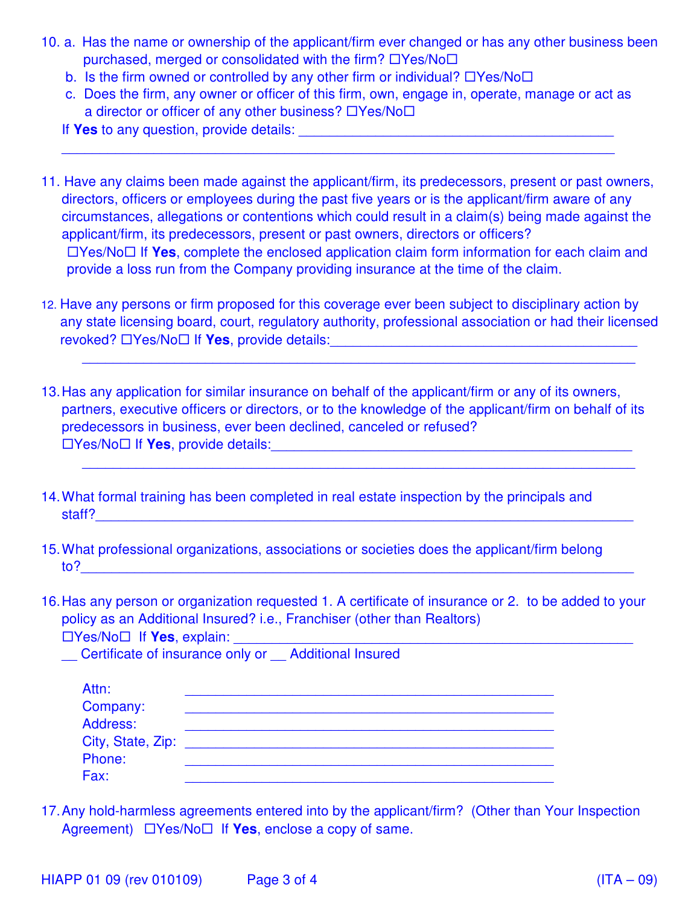10. a. Has the name or ownership of the applicant/firm ever changed or has any other business been purchased, merged or consolidated with the firm? ☐Yes/No☐
    b. Is the firm owned or controlled by any other firm or individual? ☐Yes/No☐
    c. Does the firm, any owner or officer of this firm, own, engage in, operate, manage or act as a director or officer of any other business? ☐Yes/No☐

    If **Yes** to any question, provide details: ___________________________________________
    ______________________________________________________________________________

11. Have any claims been made against the applicant/firm, its predecessors, present or past owners, directors, officers or employees during the past five years or is the applicant/firm aware of any circumstances, allegations or contentions which could result in a claim(s) being made against the applicant/firm, its predecessors, present or past owners, directors or officers?
    ☐Yes/No☐ If **Yes**, complete the enclosed application claim form information for each claim and provide a loss run from the Company providing insurance at the time of the claim.

12. Have any persons or firm proposed for this coverage ever been subject to disciplinary action by any state licensing board, court, regulatory authority, professional association or had their licensed revoked? ☐Yes/No☐ If **Yes**, provide details:___________________________________________
    ______________________________________________________________________________

13. Has any application for similar insurance on behalf of the applicant/firm or any of its owners, partners, executive officers or directors, or to the knowledge of the applicant/firm on behalf of its predecessors in business, ever been declined, canceled or refused?
    ☐Yes/No☐ If **Yes**, provide details:___________________________________________________
    ______________________________________________________________________________

14. What formal training has been completed in real estate inspection by the principals and staff?_________________________________________________________________________

15. What professional organizations, associations or societies does the applicant/firm belong to?___________________________________________________________________________

16. Has any person or organization requested 1. A certificate of insurance or 2. to be added to your policy as an Additional Insured? i.e., Franchiser (other than Realtors)
    ☐Yes/No☐ If **Yes**, explain: ______________________________________________________
    __ Certificate of insurance only or __ Additional Insured

    Attn: ________________________________________________
    Company: ________________________________________________
    Address: ________________________________________________
    City, State, Zip: ________________________________________________
    Phone: ________________________________________________
    Fax: ________________________________________________

17. Any hold-harmless agreements entered into by the applicant/firm? (Other than Your Inspection Agreement) ☐Yes/No☐ If **Yes**, enclose a copy of same.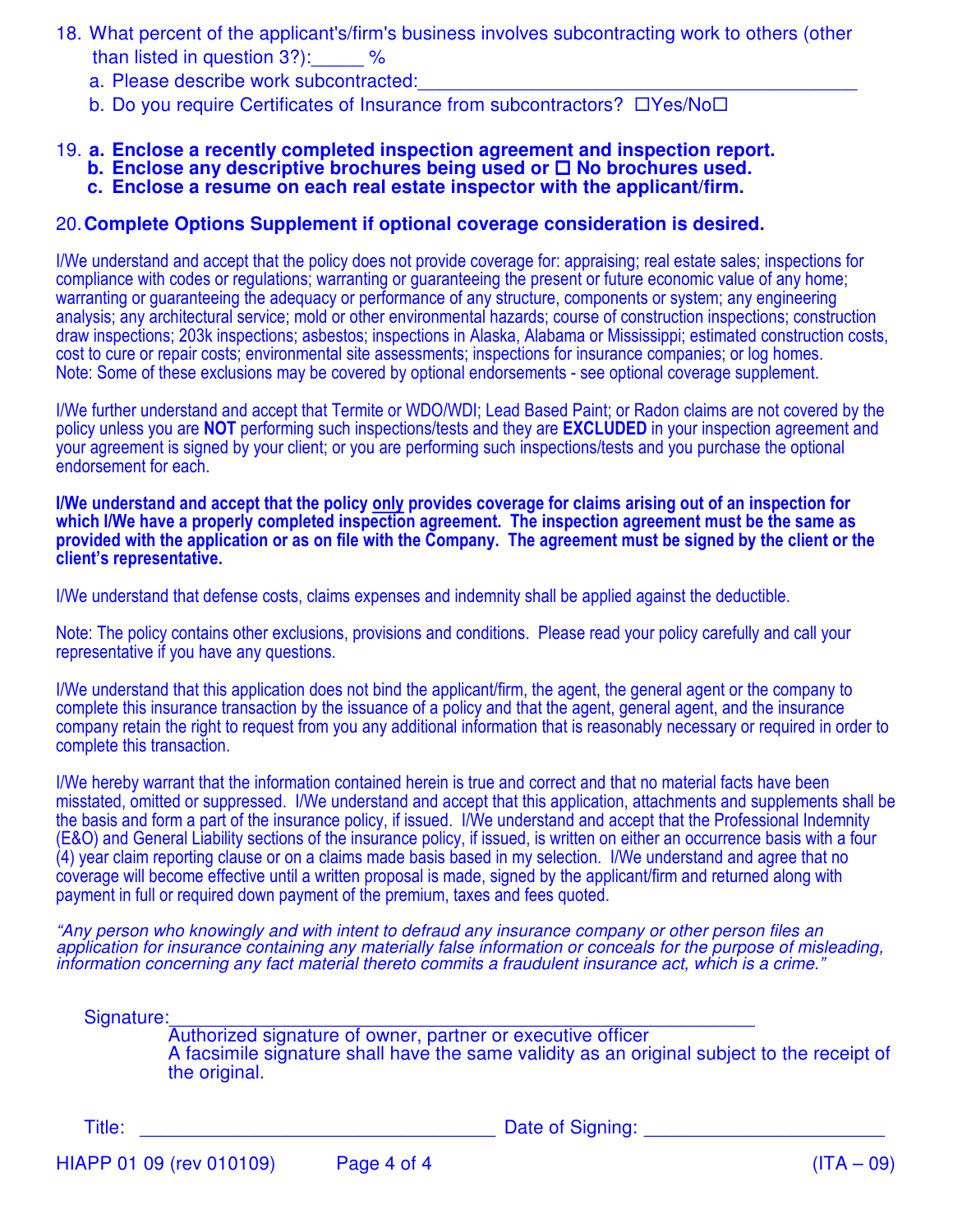18. What percent of the applicant's/firm's business involves subcontracting work to others (other than listed in question 3?):_____ %
    a. Please describe work subcontracted:________________________________________
    b. Do you require Certificates of Insurance from subcontractors? ☐Yes/No☐

19. **a. Enclose a recently completed inspection agreement and inspection report.**
    **b. Enclose any descriptive brochures being used or ☐ No brochures used.**
    **c. Enclose a resume on each real estate inspector with the applicant/firm.**

20. **Complete Options Supplement if optional coverage consideration is desired.**

I/We understand and accept that the policy does not provide coverage for: appraising; real estate sales; inspections for compliance with codes or regulations; warranting or guaranteeing the present or future economic value of any home; warranting or guaranteeing the adequacy or performance of any structure, components or system; any engineering analysis; any architectural service; mold or other environmental hazards; course of construction inspections; construction draw inspections; 203k inspections; asbestos; inspections in Alaska, Alabama or Mississippi; estimated construction costs, cost to cure or repair costs; environmental site assessments; inspections for insurance companies; or log homes.
Note: Some of these exclusions may be covered by optional endorsements - see optional coverage supplement.

I/We further understand and accept that Termite or WDO/WDI; Lead Based Paint; or Radon claims are not covered by the policy unless you are **NOT** performing such inspections/tests and they are **EXCLUDED** in your inspection agreement and your agreement is signed by your client; or you are performing such inspections/tests and you purchase the optional endorsement for each.

**I/We understand and accept that the policy only provides coverage for claims arising out of an inspection for which I/We have a properly completed inspection agreement. The inspection agreement must be the same as provided with the application or as on file with the Company. The agreement must be signed by the client or the client's representative.**

I/We understand that defense costs, claims expenses and indemnity shall be applied against the deductible.

Note: The policy contains other exclusions, provisions and conditions. Please read your policy carefully and call your representative if you have any questions.

I/We understand that this application does not bind the applicant/firm, the agent, the general agent or the company to complete this insurance transaction by the issuance of a policy and that the agent, general agent, and the insurance company retain the right to request from you any additional information that is reasonably necessary or required in order to complete this transaction.

I/We hereby warrant that the information contained herein is true and correct and that no material facts have been misstated, omitted or suppressed. I/We understand and accept that this application, attachments and supplements shall be the basis and form a part of the insurance policy, if issued. I/We understand and accept that the Professional Indemnity (E&O) and General Liability sections of the insurance policy, if issued, is written on either an occurrence basis with a four (4) year claim reporting clause or on a claims made basis based in my selection. I/We understand and agree that no coverage will become effective until a written proposal is made, signed by the applicant/firm and returned along with payment in full or required down payment of the premium, taxes and fees quoted.

*"Any person who knowingly and with intent to defraud any insurance company or other person files an application for insurance containing any materially false information or conceals for the purpose of misleading, information concerning any fact material thereto commits a fraudulent insurance act, which is a crime."*

Signature:________________________________________________
Authorized signature of owner, partner or executive officer
A facsimile signature shall have the same validity as an original subject to the receipt of the original.

Title: ________________________________ Date of Signing: ______________________

HIAPP 01 09 (rev 010109) (ITA – 09)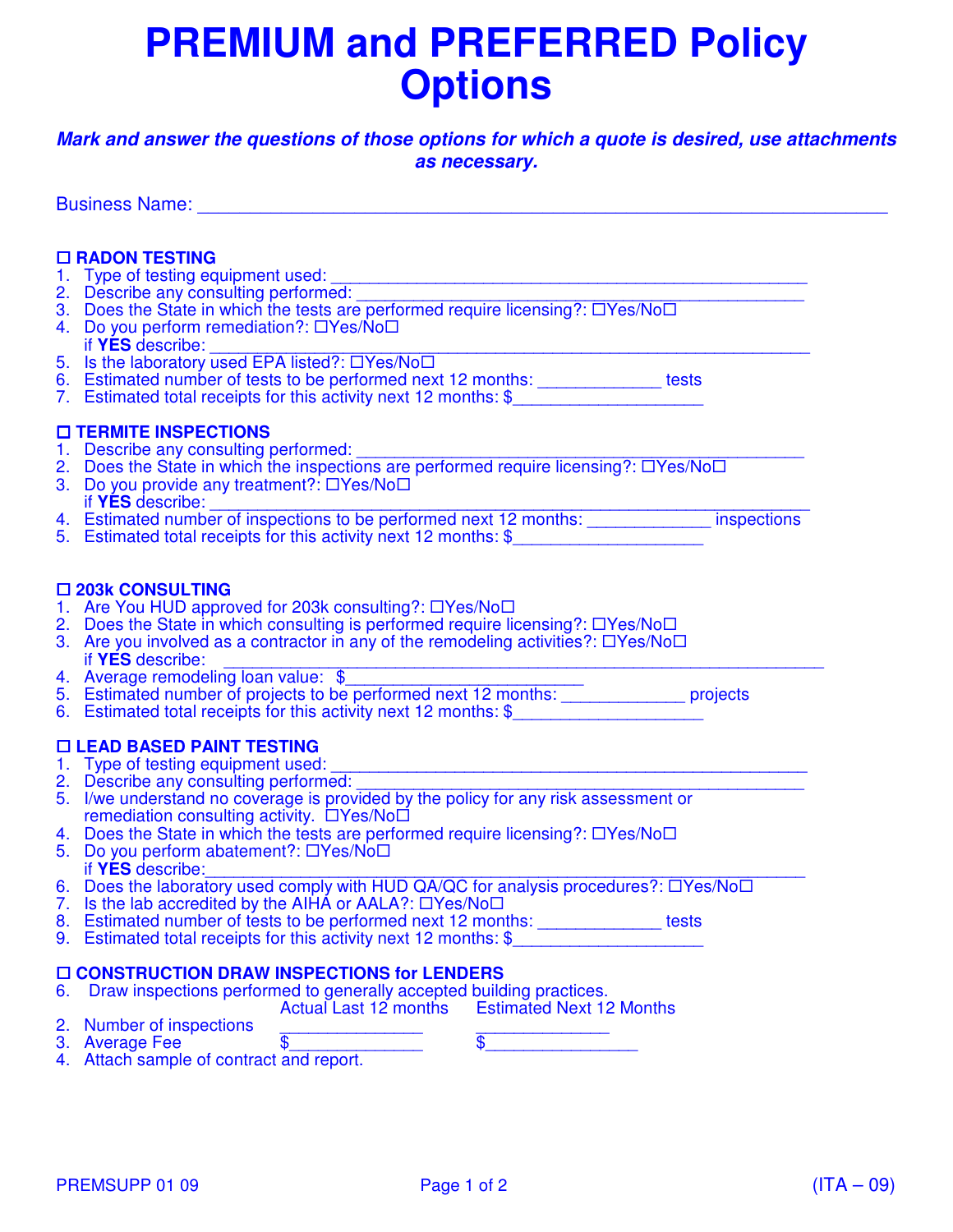# PREMIUM and PREFERRED Policy Options

***Mark and answer the questions of those options for which a quote is desired, use attachments as necessary.***

Business Name: ___________________________________________________________________

**☐ RADON TESTING**

1. Type of testing equipment used: ______________________________________________
2. Describe any consulting performed: ___________________________________________
3. Does the State in which the tests are performed require licensing?: ☐Yes/No☐
4. Do you perform remediation?: ☐Yes/No☐
   if **YES** describe: ___________________________________________________________
5. Is the laboratory used EPA listed?: ☐Yes/No☐
6. Estimated number of tests to be performed next 12 months: _____________ tests
7. Estimated total receipts for this activity next 12 months: $___________________

**☐ TERMITE INSPECTIONS**

1. Describe any consulting performed: ___________________________________________
2. Does the State in which the inspections are performed require licensing?: ☐Yes/No☐
3. Do you provide any treatment?: ☐Yes/No☐
   if **YES** describe: ___________________________________________________________
4. Estimated number of inspections to be performed next 12 months: _____________ inspections
5. Estimated total receipts for this activity next 12 months: $___________________

**☐ 203k CONSULTING**

1. Are You HUD approved for 203k consulting?: ☐Yes/No☐
2. Does the State in which consulting is performed require licensing?: ☐Yes/No☐
3. Are you involved as a contractor in any of the remodeling activities?: ☐Yes/No☐
   if **YES** describe: ___________________________________________________________
4. Average remodeling loan value: $________________________
5. Estimated number of projects to be performed next 12 months: _____________ projects
6. Estimated total receipts for this activity next 12 months: $___________________

**☐ LEAD BASED PAINT TESTING**

1. Type of testing equipment used: ______________________________________________
2. Describe any consulting performed: ___________________________________________
5. I/we understand no coverage is provided by the policy for any risk assessment or remediation consulting activity. ☐Yes/No☐
4. Does the State in which the tests are performed require licensing?: ☐Yes/No☐
5. Do you perform abatement?: ☐Yes/No☐
   if **YES** describe: ___________________________________________________________
6. Does the laboratory used comply with HUD QA/QC for analysis procedures?: ☐Yes/No☐
7. Is the lab accredited by the AIHA or AALA?: ☐Yes/No☐
8. Estimated number of tests to be performed next 12 months: _____________ tests
9. Estimated total receipts for this activity next 12 months: $___________________

**☐ CONSTRUCTION DRAW INSPECTIONS for LENDERS**

6. Draw inspections performed to generally accepted building practices.

| | Actual Last 12 months | Estimated Next 12 Months |
|---|---|---|
| 2. Number of inspections | _______________ | _______________ |
| 3. Average Fee | $_______________ | $_______________ |

4. Attach sample of contract and report.

PREMSUPP 01 09 (ITA – 09)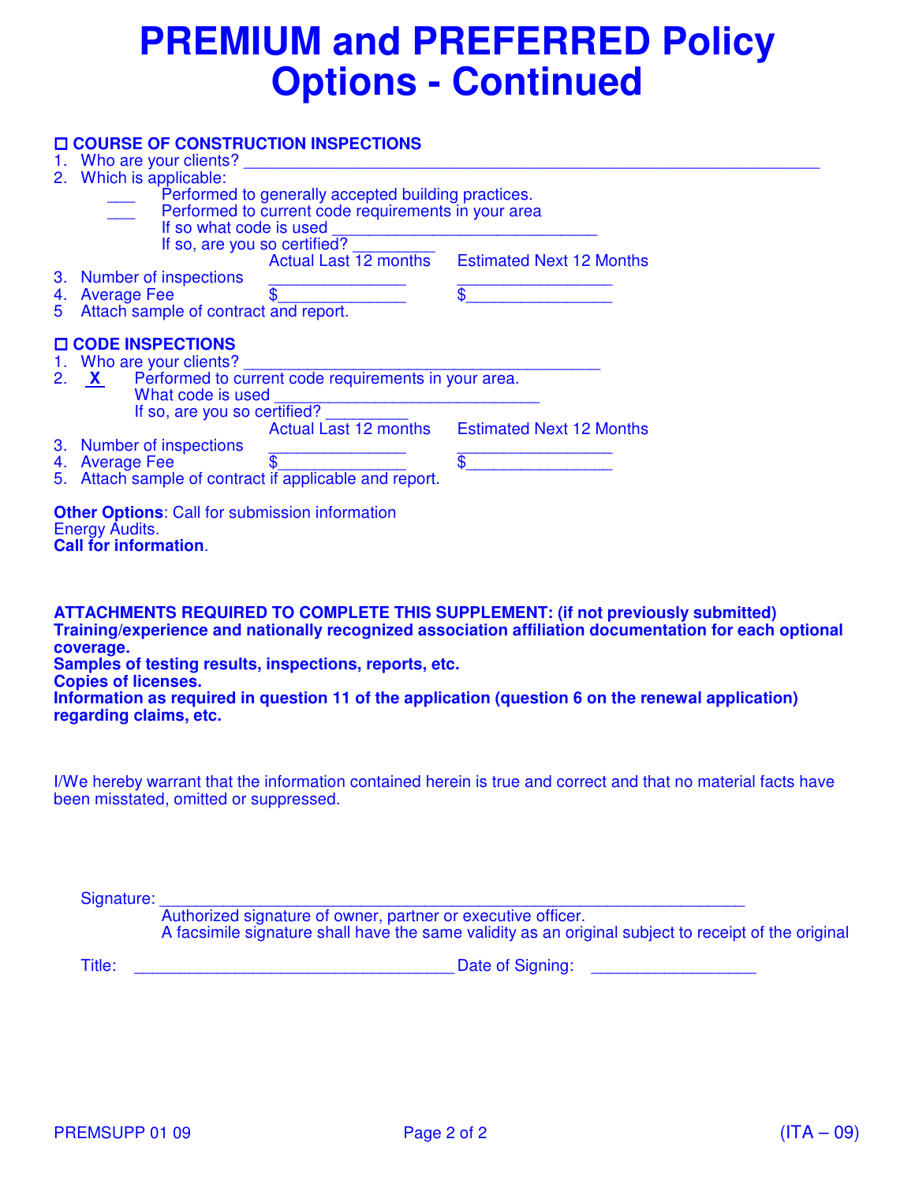# PREMIUM and PREFERRED Policy Options - Continued

### ☐ COURSE OF CONSTRUCTION INSPECTIONS

1. Who are your clients? ______________________________________________________________
2. Which is applicable:
   - ___ Performed to generally accepted building practices.
   - ___ Performed to current code requirements in your area
     If so what code is used ______________________________
     If so, are you so certified? _________

| | Actual Last 12 months | Estimated Next 12 Months |
|---|---|---|
| 3. Number of inspections | _______________ | _________________ |
| 4. Average Fee | $______________ | $________________ |

5 Attach sample of contract and report.

### ☐ CODE INSPECTIONS

1. Who are your clients? ________________________________________
2. X Performed to current code requirements in your area.
   What code is used ______________________________
   If so, are you so certified? _________

| | Actual Last 12 months | Estimated Next 12 Months |
|---|---|---|
| 3. Number of inspections | _______________ | _________________ |
| 4. Average Fee | $______________ | $________________ |

5. Attach sample of contract if applicable and report.

**Other Options**: Call for submission information
Energy Audits.
**Call for information**.

**ATTACHMENTS REQUIRED TO COMPLETE THIS SUPPLEMENT: (if not previously submitted)**
**Training/experience and nationally recognized association affiliation documentation for each optional coverage.**
**Samples of testing results, inspections, reports, etc.**
**Copies of licenses.**
**Information as required in question 11 of the application (question 6 on the renewal application) regarding claims, etc.**

I/We hereby warrant that the information contained herein is true and correct and that no material facts have been misstated, omitted or suppressed.

Signature: ____________________________________________________________________
Authorized signature of owner, partner or executive officer.
A facsimile signature shall have the same validity as an original subject to receipt of the original

Title: ___________________________________ Date of Signing: __________________

PREMSUPP 01 09 (ITA – 09)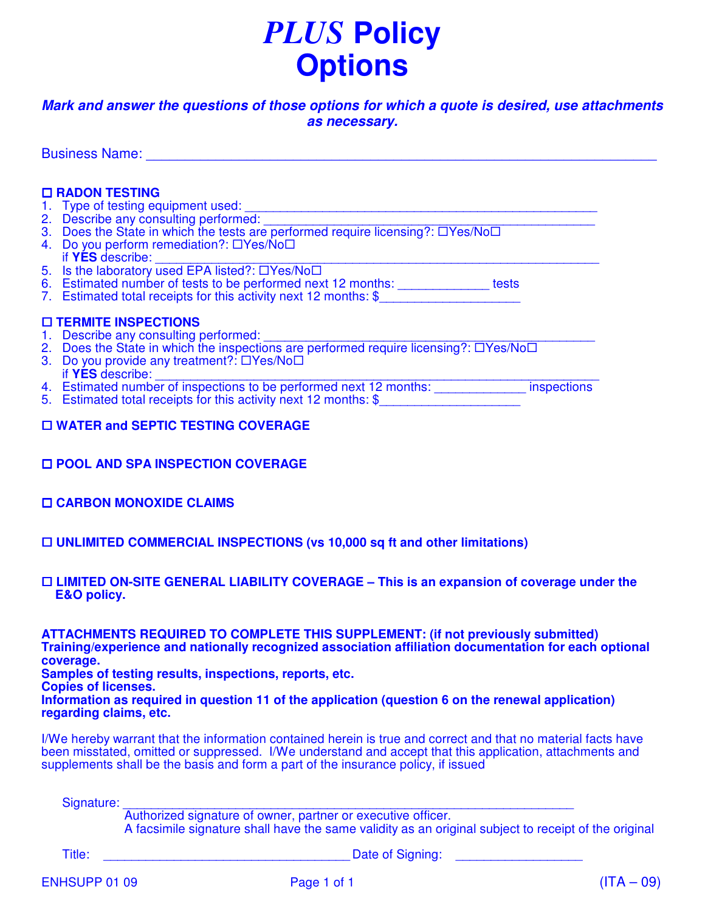# *PLUS* Policy Options

***Mark and answer the questions of those options for which a quote is desired, use attachments as necessary.***

Business Name: ___________________________________________________________________

### ☐ RADON TESTING

1. Type of testing equipment used: ______________________________________________
2. Describe any consulting performed: ____________________________________________
3. Does the State in which the tests are performed require licensing?: ☐Yes/No☐
4. Do you perform remediation?: ☐Yes/No☐
   if **YES** describe: ___________________________________________________________
5. Is the laboratory used EPA listed?: ☐Yes/No☐
6. Estimated number of tests to be performed next 12 months: _____________ tests
7. Estimated total receipts for this activity next 12 months: $____________________

### ☐ TERMITE INSPECTIONS

1. Describe any consulting performed: ____________________________________________
2. Does the State in which the inspections are performed require licensing?: ☐Yes/No☐
3. Do you provide any treatment?: ☐Yes/No☐
   if **YES** describe: ___________________________________________________________
4. Estimated number of inspections to be performed next 12 months: _____________ inspections
5. Estimated total receipts for this activity next 12 months: $____________________

### ☐ WATER and SEPTIC TESTING COVERAGE

### ☐ POOL AND SPA INSPECTION COVERAGE

### ☐ CARBON MONOXIDE CLAIMS

### ☐ UNLIMITED COMMERCIAL INSPECTIONS (vs 10,000 sq ft and other limitations)

### ☐ LIMITED ON-SITE GENERAL LIABILITY COVERAGE – This is an expansion of coverage under the E&O policy.

**ATTACHMENTS REQUIRED TO COMPLETE THIS SUPPLEMENT: (if not previously submitted)**
**Training/experience and nationally recognized association affiliation documentation for each optional coverage.**
**Samples of testing results, inspections, reports, etc.**
**Copies of licenses.**
**Information as required in question 11 of the application (question 6 on the renewal application) regarding claims, etc.**

I/We hereby warrant that the information contained herein is true and correct and that no material facts have been misstated, omitted or suppressed. I/We understand and accept that this application, attachments and supplements shall be the basis and form a part of the insurance policy, if issued

Signature: ____________________________________________________________
Authorized signature of owner, partner or executive officer.
A facsimile signature shall have the same validity as an original subject to receipt of the original

Title: ___________________________________ Date of Signing: __________________

ENHSUPP 01 09 (ITA – 09)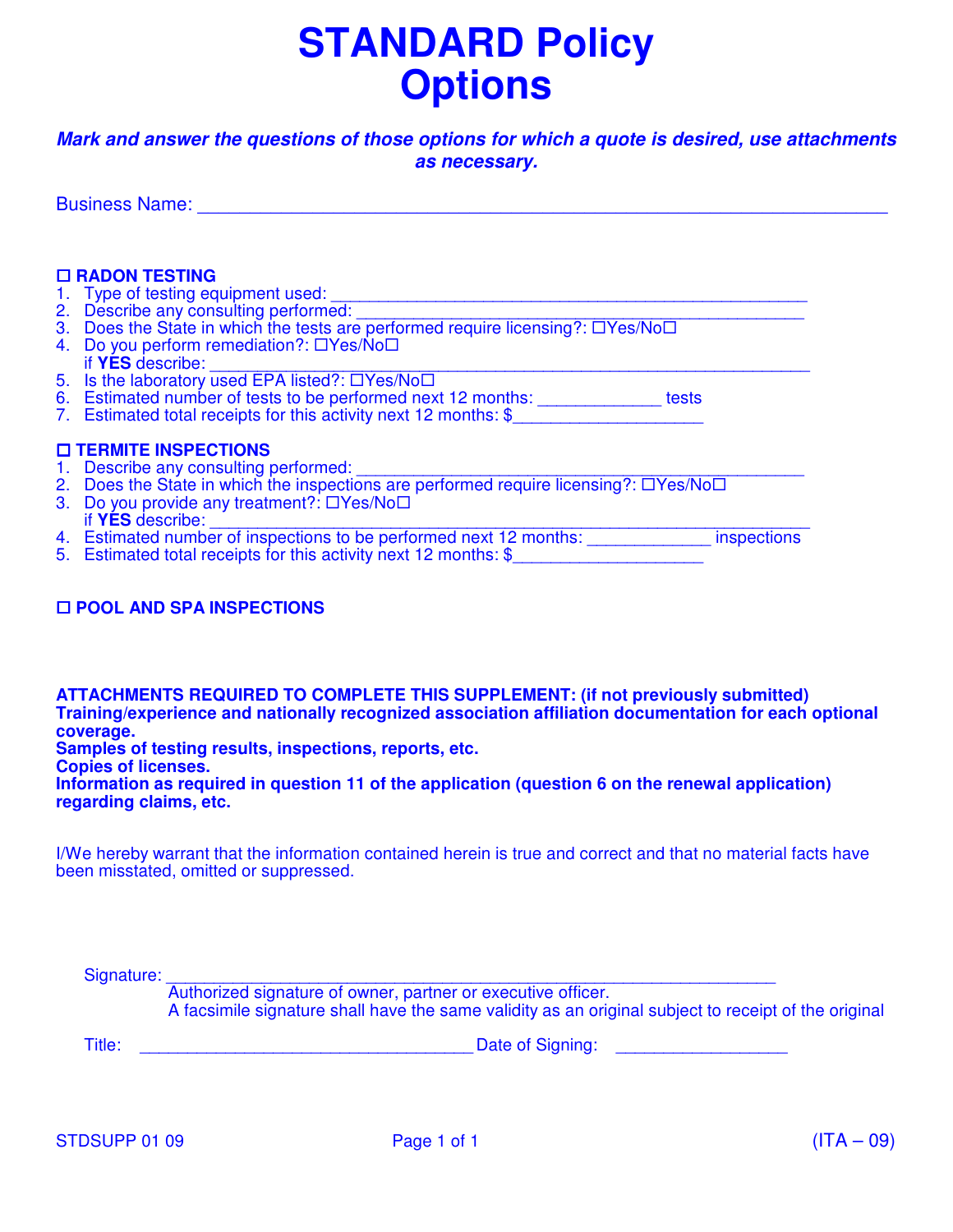# STANDARD Policy Options

***Mark and answer the questions of those options for which a quote is desired, use attachments as necessary.***

Business Name: ___________________________________________________________________

☐ **RADON TESTING**

1. Type of testing equipment used: ________________________________________________
2. Describe any consulting performed: _____________________________________________
3. Does the State in which the tests are performed require licensing?: ☐Yes/No☐
4. Do you perform remediation?: ☐Yes/No☐
   if **YES** describe: ____________________________________________________________
5. Is the laboratory used EPA listed?: ☐Yes/No☐
6. Estimated number of tests to be performed next 12 months: _____________ tests
7. Estimated total receipts for this activity next 12 months: $____________________

☐ **TERMITE INSPECTIONS**

1. Describe any consulting performed: _____________________________________________
2. Does the State in which the inspections are performed require licensing?: ☐Yes/No☐
3. Do you provide any treatment?: ☐Yes/No☐
   if **YES** describe: ____________________________________________________________
4. Estimated number of inspections to be performed next 12 months: _____________ inspections
5. Estimated total receipts for this activity next 12 months: $____________________

☐ **POOL AND SPA INSPECTIONS**

**ATTACHMENTS REQUIRED TO COMPLETE THIS SUPPLEMENT: (if not previously submitted)**
**Training/experience and nationally recognized association affiliation documentation for each optional coverage.**
**Samples of testing results, inspections, reports, etc.**
**Copies of licenses.**
**Information as required in question 11 of the application (question 6 on the renewal application) regarding claims, etc.**

I/We hereby warrant that the information contained herein is true and correct and that no material facts have been misstated, omitted or suppressed.

Signature: ______________________________________________________________
Authorized signature of owner, partner or executive officer.
A facsimile signature shall have the same validity as an original subject to receipt of the original

Title: __________________________________ Date of Signing: _________________

STDSUPP 01 09 (ITA – 09)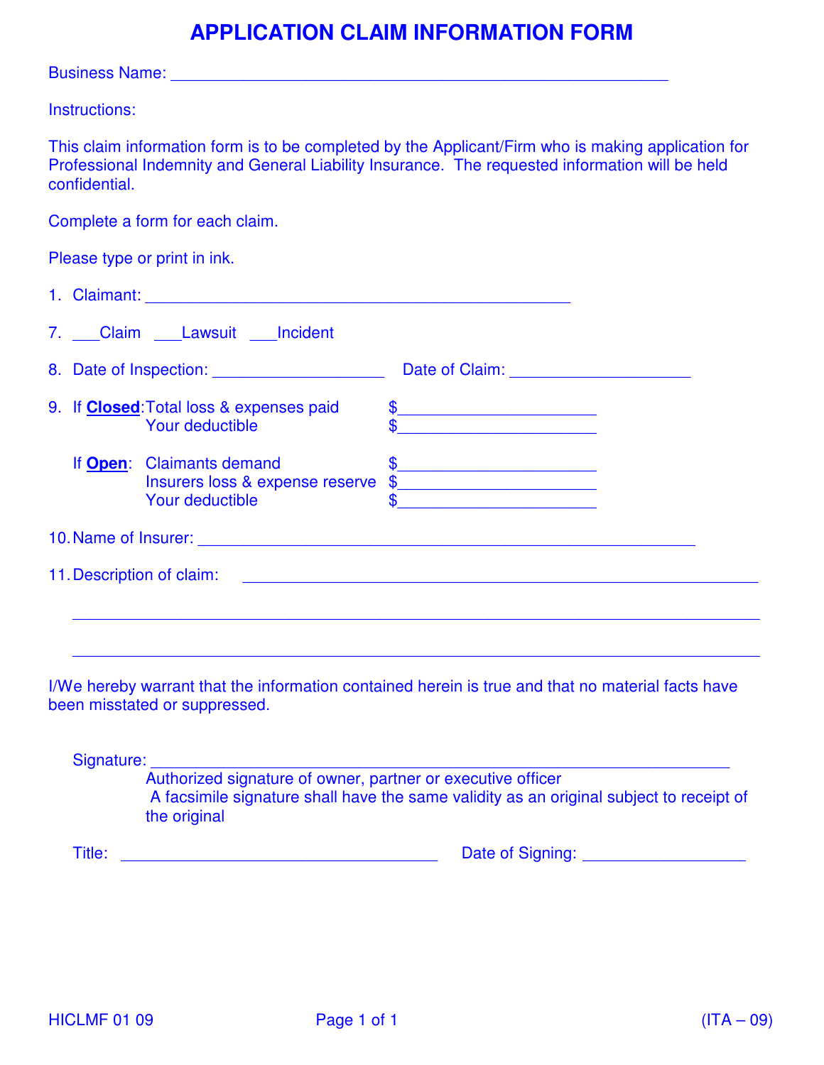# APPLICATION CLAIM INFORMATION FORM

Business Name: ______________________________________________________

Instructions:

This claim information form is to be completed by the Applicant/Firm who is making application for Professional Indemnity and General Liability Insurance. The requested information will be held confidential.

Complete a form for each claim.

Please type or print in ink.

1. Claimant: ______________________________________________

7. ___Claim ___Lawsuit ___Incident

8. Date of Inspection: ___________________ Date of Claim: ____________________

9. If **Closed**: Total loss & expenses paid $______________________
   Your deductible $______________________

   If **Open**: Claimants demand $______________________
   Insurers loss & expense reserve $______________________
   Your deductible $______________________

10. Name of Insurer: ______________________________________________________

11. Description of claim: ________________________________________________________

_________________________________________________________________________

_________________________________________________________________________

I/We hereby warrant that the information contained herein is true and that no material facts have been misstated or suppressed.

Signature: ______________________________________________________________
Authorized signature of owner, partner or executive officer
A facsimile signature shall have the same validity as an original subject to receipt of the original

Title: ___________________________________ Date of Signing: __________________

HICLMF 01 09 (ITA – 09)